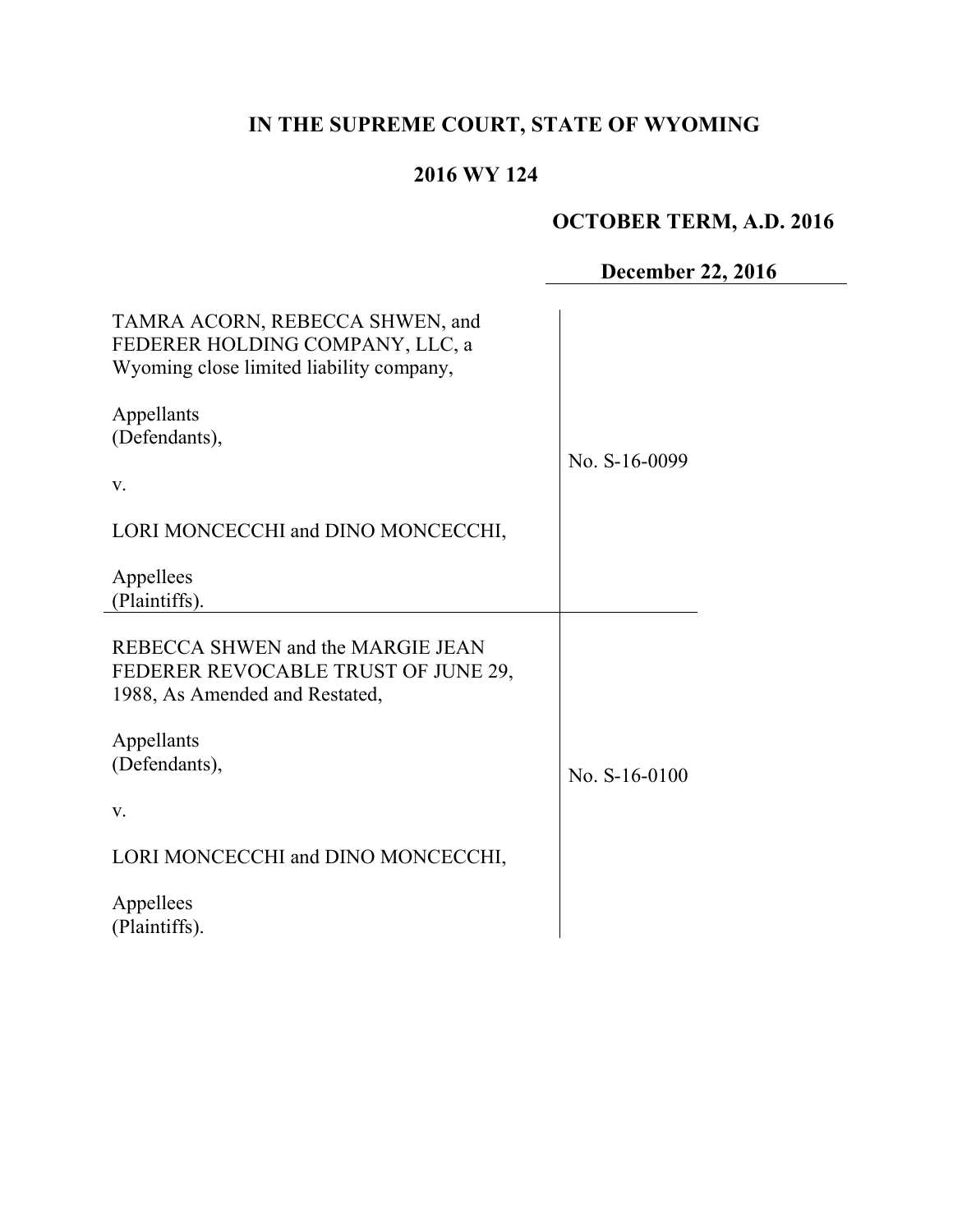# IN THE SUPREME COURT, STATE OF WYOMING

## 2016 WY 124

**OCTOBER TERM, A.D. 2016**

**December 22, 2016**

| | |
|---|---|
| TAMRA ACORN, REBECCA SHWEN, and FEDERER HOLDING COMPANY, LLC, a Wyoming close limited liability company,<br><br>Appellants<br>(Defendants),<br><br>v.<br><br>LORI MONCECCHI and DINO MONCECCHI,<br><br>Appellees<br>(Plaintiffs). | No. S-16-0099 |
| REBECCA SHWEN and the MARGIE JEAN FEDERER REVOCABLE TRUST OF JUNE 29, 1988, As Amended and Restated,<br><br>Appellants<br>(Defendants),<br><br>v.<br><br>LORI MONCECCHI and DINO MONCECCHI,<br><br>Appellees<br>(Plaintiffs). | No. S-16-0100 |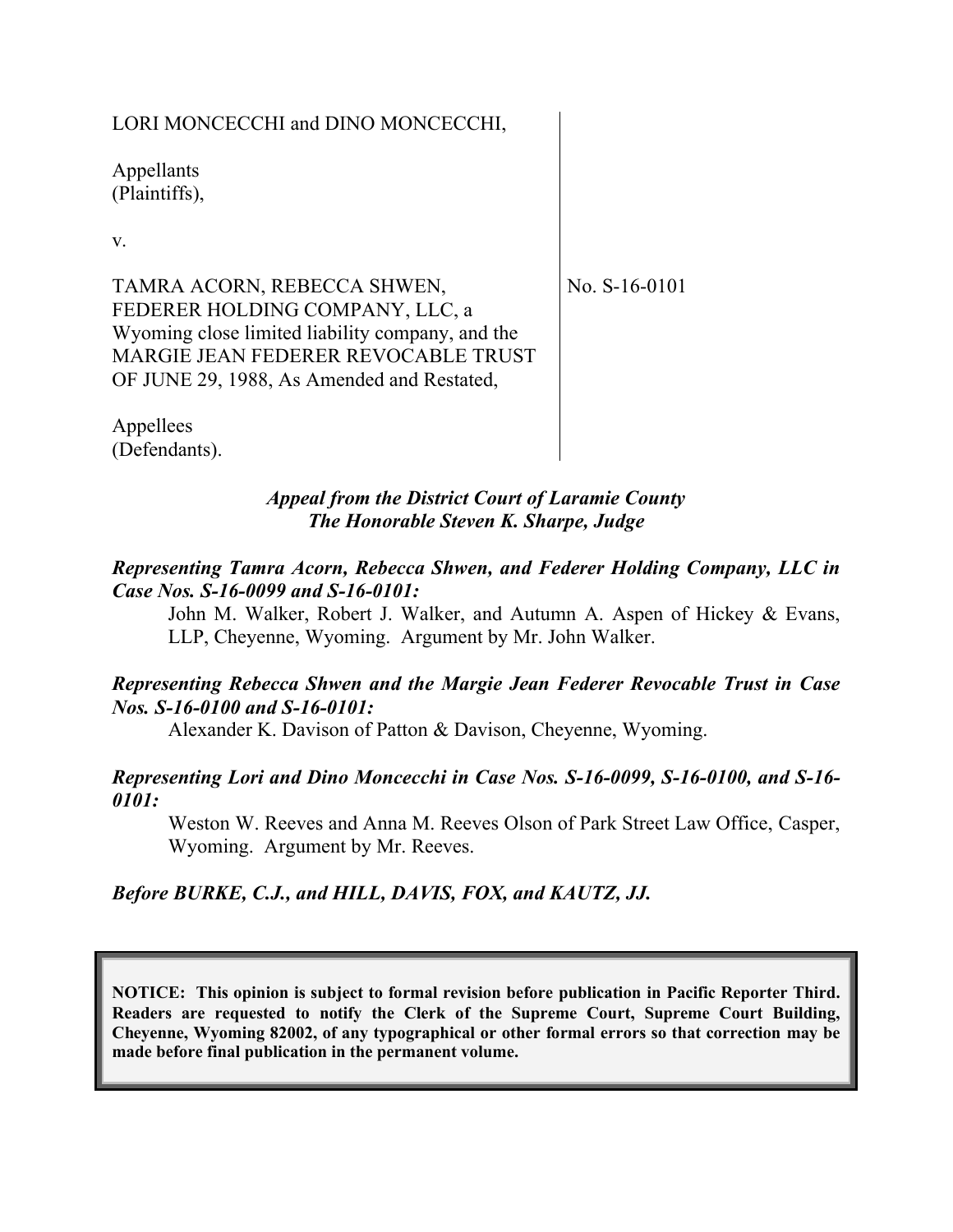LORI MONCECCHI and DINO MONCECCHI,

Appellants
(Plaintiffs),

v.

TAMRA ACORN, REBECCA SHWEN, FEDERER HOLDING COMPANY, LLC, a Wyoming close limited liability company, and the MARGIE JEAN FEDERER REVOCABLE TRUST OF JUNE 29, 1988, As Amended and Restated,

Appellees
(Defendants).

No. S-16-0101

*Appeal from the District Court of Laramie County*
*The Honorable Steven K. Sharpe, Judge*

***Representing Tamra Acorn, Rebecca Shwen, and Federer Holding Company, LLC in Case Nos. S-16-0099 and S-16-0101:***

John M. Walker, Robert J. Walker, and Autumn A. Aspen of Hickey & Evans, LLP, Cheyenne, Wyoming. Argument by Mr. John Walker.

***Representing Rebecca Shwen and the Margie Jean Federer Revocable Trust in Case Nos. S-16-0100 and S-16-0101:***

Alexander K. Davison of Patton & Davison, Cheyenne, Wyoming.

***Representing Lori and Dino Moncecchi in Case Nos. S-16-0099, S-16-0100, and S-16-0101:***

Weston W. Reeves and Anna M. Reeves Olson of Park Street Law Office, Casper, Wyoming. Argument by Mr. Reeves.

***Before BURKE, C.J., and HILL, DAVIS, FOX, and KAUTZ, JJ.***

**NOTICE: This opinion is subject to formal revision before publication in Pacific Reporter Third. Readers are requested to notify the Clerk of the Supreme Court, Supreme Court Building, Cheyenne, Wyoming 82002, of any typographical or other formal errors so that correction may be made before final publication in the permanent volume.**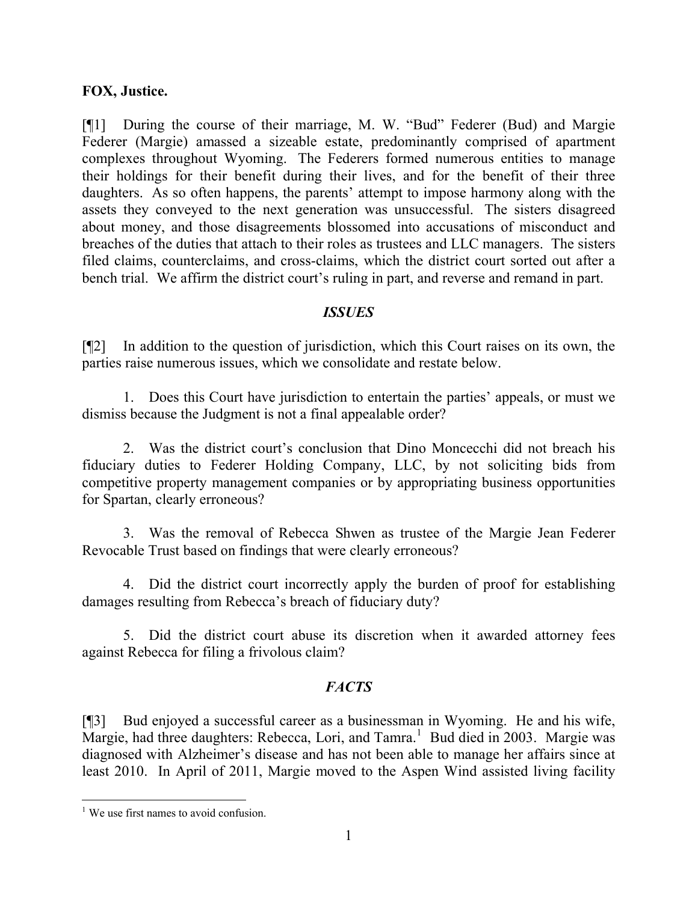**FOX, Justice.**

[¶1] During the course of their marriage, M. W. "Bud" Federer (Bud) and Margie Federer (Margie) amassed a sizeable estate, predominantly comprised of apartment complexes throughout Wyoming. The Federers formed numerous entities to manage their holdings for their benefit during their lives, and for the benefit of their three daughters. As so often happens, the parents' attempt to impose harmony along with the assets they conveyed to the next generation was unsuccessful. The sisters disagreed about money, and those disagreements blossomed into accusations of misconduct and breaches of the duties that attach to their roles as trustees and LLC managers. The sisters filed claims, counterclaims, and cross-claims, which the district court sorted out after a bench trial. We affirm the district court's ruling in part, and reverse and remand in part.

## *ISSUES*

[¶2] In addition to the question of jurisdiction, which this Court raises on its own, the parties raise numerous issues, which we consolidate and restate below.

1. Does this Court have jurisdiction to entertain the parties' appeals, or must we dismiss because the Judgment is not a final appealable order?

2. Was the district court's conclusion that Dino Moncecchi did not breach his fiduciary duties to Federer Holding Company, LLC, by not soliciting bids from competitive property management companies or by appropriating business opportunities for Spartan, clearly erroneous?

3. Was the removal of Rebecca Shwen as trustee of the Margie Jean Federer Revocable Trust based on findings that were clearly erroneous?

4. Did the district court incorrectly apply the burden of proof for establishing damages resulting from Rebecca's breach of fiduciary duty?

5. Did the district court abuse its discretion when it awarded attorney fees against Rebecca for filing a frivolous claim?

## *FACTS*

[¶3] Bud enjoyed a successful career as a businessman in Wyoming. He and his wife, Margie, had three daughters: Rebecca, Lori, and Tamra.[1] Bud died in 2003. Margie was diagnosed with Alzheimer's disease and has not been able to manage her affairs since at least 2010. In April of 2011, Margie moved to the Aspen Wind assisted living facility

[1] We use first names to avoid confusion.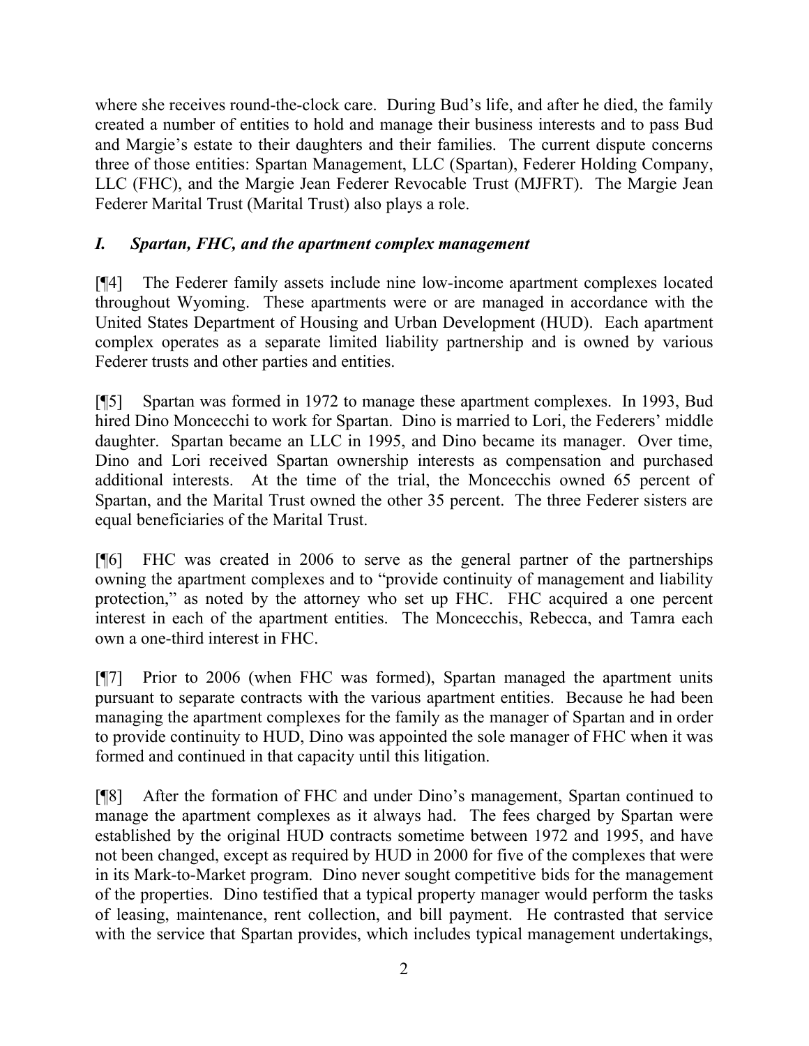where she receives round-the-clock care. During Bud's life, and after he died, the family created a number of entities to hold and manage their business interests and to pass Bud and Margie's estate to their daughters and their families. The current dispute concerns three of those entities: Spartan Management, LLC (Spartan), Federer Holding Company, LLC (FHC), and the Margie Jean Federer Revocable Trust (MJFRT). The Margie Jean Federer Marital Trust (Marital Trust) also plays a role.

### *I. Spartan, FHC, and the apartment complex management*

[¶4] The Federer family assets include nine low-income apartment complexes located throughout Wyoming. These apartments were or are managed in accordance with the United States Department of Housing and Urban Development (HUD). Each apartment complex operates as a separate limited liability partnership and is owned by various Federer trusts and other parties and entities.

[¶5] Spartan was formed in 1972 to manage these apartment complexes. In 1993, Bud hired Dino Moncecchi to work for Spartan. Dino is married to Lori, the Federers' middle daughter. Spartan became an LLC in 1995, and Dino became its manager. Over time, Dino and Lori received Spartan ownership interests as compensation and purchased additional interests. At the time of the trial, the Moncecchis owned 65 percent of Spartan, and the Marital Trust owned the other 35 percent. The three Federer sisters are equal beneficiaries of the Marital Trust.

[¶6] FHC was created in 2006 to serve as the general partner of the partnerships owning the apartment complexes and to "provide continuity of management and liability protection," as noted by the attorney who set up FHC. FHC acquired a one percent interest in each of the apartment entities. The Moncecchis, Rebecca, and Tamra each own a one-third interest in FHC.

[¶7] Prior to 2006 (when FHC was formed), Spartan managed the apartment units pursuant to separate contracts with the various apartment entities. Because he had been managing the apartment complexes for the family as the manager of Spartan and in order to provide continuity to HUD, Dino was appointed the sole manager of FHC when it was formed and continued in that capacity until this litigation.

[¶8] After the formation of FHC and under Dino's management, Spartan continued to manage the apartment complexes as it always had. The fees charged by Spartan were established by the original HUD contracts sometime between 1972 and 1995, and have not been changed, except as required by HUD in 2000 for five of the complexes that were in its Mark-to-Market program. Dino never sought competitive bids for the management of the properties. Dino testified that a typical property manager would perform the tasks of leasing, maintenance, rent collection, and bill payment. He contrasted that service with the service that Spartan provides, which includes typical management undertakings,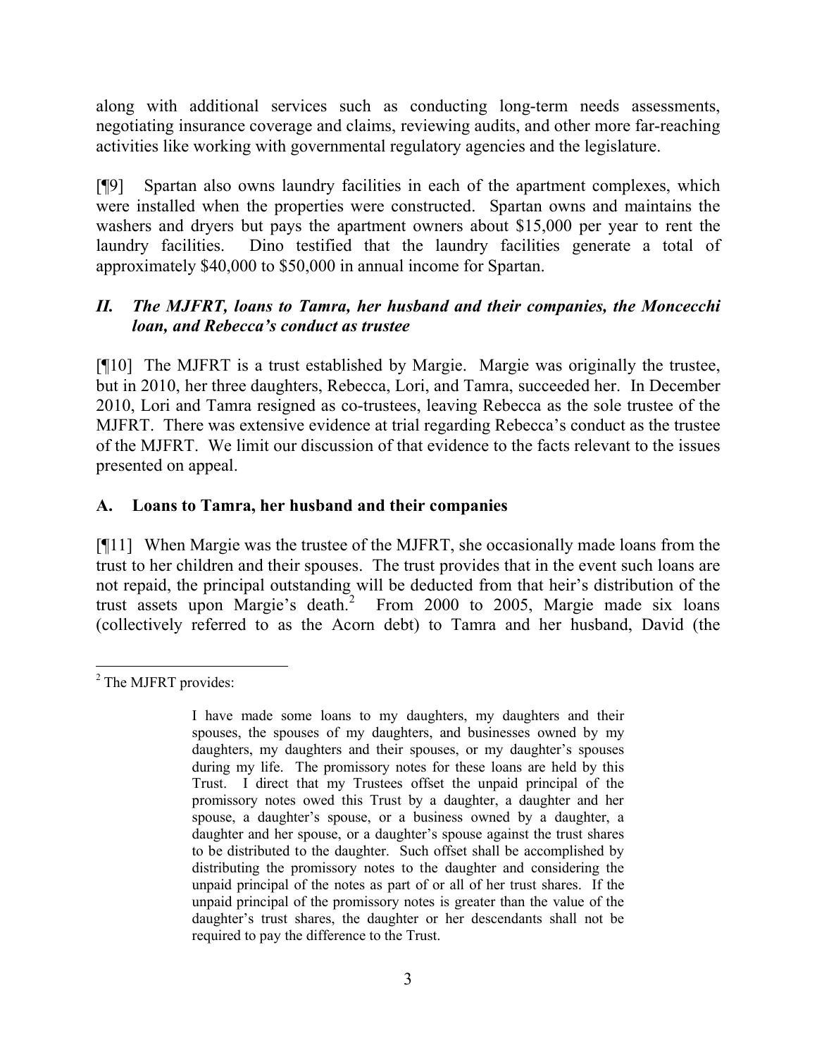along with additional services such as conducting long-term needs assessments, negotiating insurance coverage and claims, reviewing audits, and other more far-reaching activities like working with governmental regulatory agencies and the legislature.

[¶9] Spartan also owns laundry facilities in each of the apartment complexes, which were installed when the properties were constructed. Spartan owns and maintains the washers and dryers but pays the apartment owners about $15,000 per year to rent the laundry facilities. Dino testified that the laundry facilities generate a total of approximately $40,000 to $50,000 in annual income for Spartan.

## *II. The MJFRT, loans to Tamra, her husband and their companies, the Moncecchi loan, and Rebecca's conduct as trustee*

[¶10] The MJFRT is a trust established by Margie. Margie was originally the trustee, but in 2010, her three daughters, Rebecca, Lori, and Tamra, succeeded her. In December 2010, Lori and Tamra resigned as co-trustees, leaving Rebecca as the sole trustee of the MJFRT. There was extensive evidence at trial regarding Rebecca's conduct as the trustee of the MJFRT. We limit our discussion of that evidence to the facts relevant to the issues presented on appeal.

### A. Loans to Tamra, her husband and their companies

[¶11] When Margie was the trustee of the MJFRT, she occasionally made loans from the trust to her children and their spouses. The trust provides that in the event such loans are not repaid, the principal outstanding will be deducted from that heir's distribution of the trust assets upon Margie's death.[2] From 2000 to 2005, Margie made six loans (collectively referred to as the Acorn debt) to Tamra and her husband, David (the

---

[2] The MJFRT provides:

> I have made some loans to my daughters, my daughters and their spouses, the spouses of my daughters, and businesses owned by my daughters, my daughters and their spouses, or my daughter's spouses during my life. The promissory notes for these loans are held by this Trust. I direct that my Trustees offset the unpaid principal of the promissory notes owed this Trust by a daughter, a daughter and her spouse, a daughter's spouse, or a business owned by a daughter, a daughter and her spouse, or a daughter's spouse against the trust shares to be distributed to the daughter. Such offset shall be accomplished by distributing the promissory notes to the daughter and considering the unpaid principal of the notes as part of or all of her trust shares. If the unpaid principal of the promissory notes is greater than the value of the daughter's trust shares, the daughter or her descendants shall not be required to pay the difference to the Trust.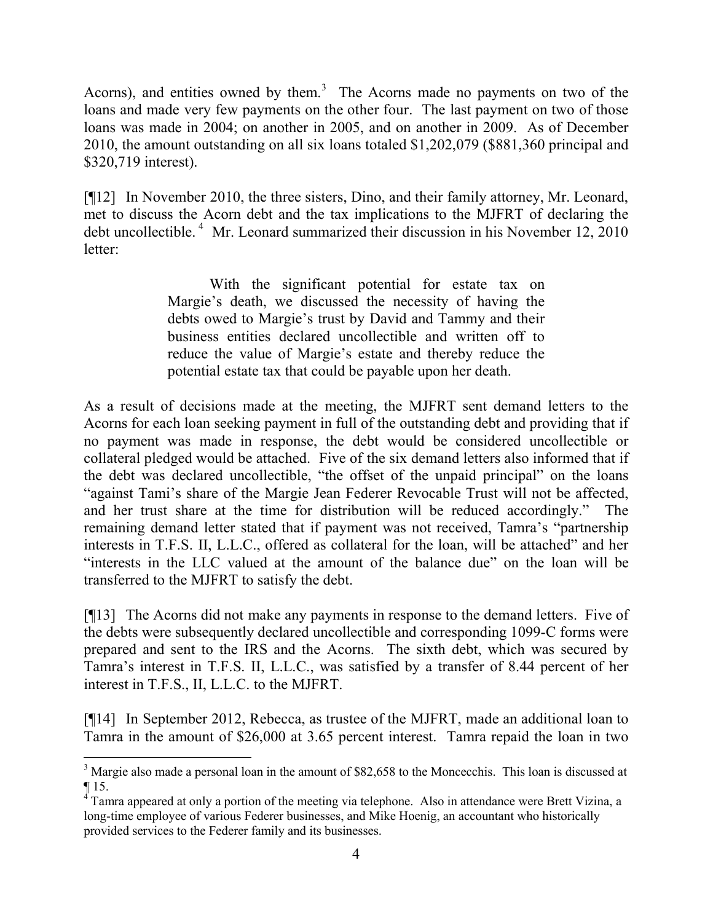Acorns), and entities owned by them.[3] The Acorns made no payments on two of the loans and made very few payments on the other four. The last payment on two of those loans was made in 2004; on another in 2005, and on another in 2009. As of December 2010, the amount outstanding on all six loans totaled $1,202,079 ($881,360 principal and $320,719 interest).

[¶12] In November 2010, the three sisters, Dino, and their family attorney, Mr. Leonard, met to discuss the Acorn debt and the tax implications to the MJFRT of declaring the debt uncollectible.[4] Mr. Leonard summarized their discussion in his November 12, 2010 letter:

> With the significant potential for estate tax on Margie's death, we discussed the necessity of having the debts owed to Margie's trust by David and Tammy and their business entities declared uncollectible and written off to reduce the value of Margie's estate and thereby reduce the potential estate tax that could be payable upon her death.

As a result of decisions made at the meeting, the MJFRT sent demand letters to the Acorns for each loan seeking payment in full of the outstanding debt and providing that if no payment was made in response, the debt would be considered uncollectible or collateral pledged would be attached. Five of the six demand letters also informed that if the debt was declared uncollectible, "the offset of the unpaid principal" on the loans "against Tami's share of the Margie Jean Federer Revocable Trust will not be affected, and her trust share at the time for distribution will be reduced accordingly." The remaining demand letter stated that if payment was not received, Tamra's "partnership interests in T.F.S. II, L.L.C., offered as collateral for the loan, will be attached" and her "interests in the LLC valued at the amount of the balance due" on the loan will be transferred to the MJFRT to satisfy the debt.

[¶13] The Acorns did not make any payments in response to the demand letters. Five of the debts were subsequently declared uncollectible and corresponding 1099-C forms were prepared and sent to the IRS and the Acorns. The sixth debt, which was secured by Tamra's interest in T.F.S. II, L.L.C., was satisfied by a transfer of 8.44 percent of her interest in T.F.S., II, L.L.C. to the MJFRT.

[¶14] In September 2012, Rebecca, as trustee of the MJFRT, made an additional loan to Tamra in the amount of $26,000 at 3.65 percent interest. Tamra repaid the loan in two

---

[3] Margie also made a personal loan in the amount of $82,658 to the Moncecchis. This loan is discussed at ¶ 15.

[4] Tamra appeared at only a portion of the meeting via telephone. Also in attendance were Brett Vizina, a long-time employee of various Federer businesses, and Mike Hoenig, an accountant who historically provided services to the Federer family and its businesses.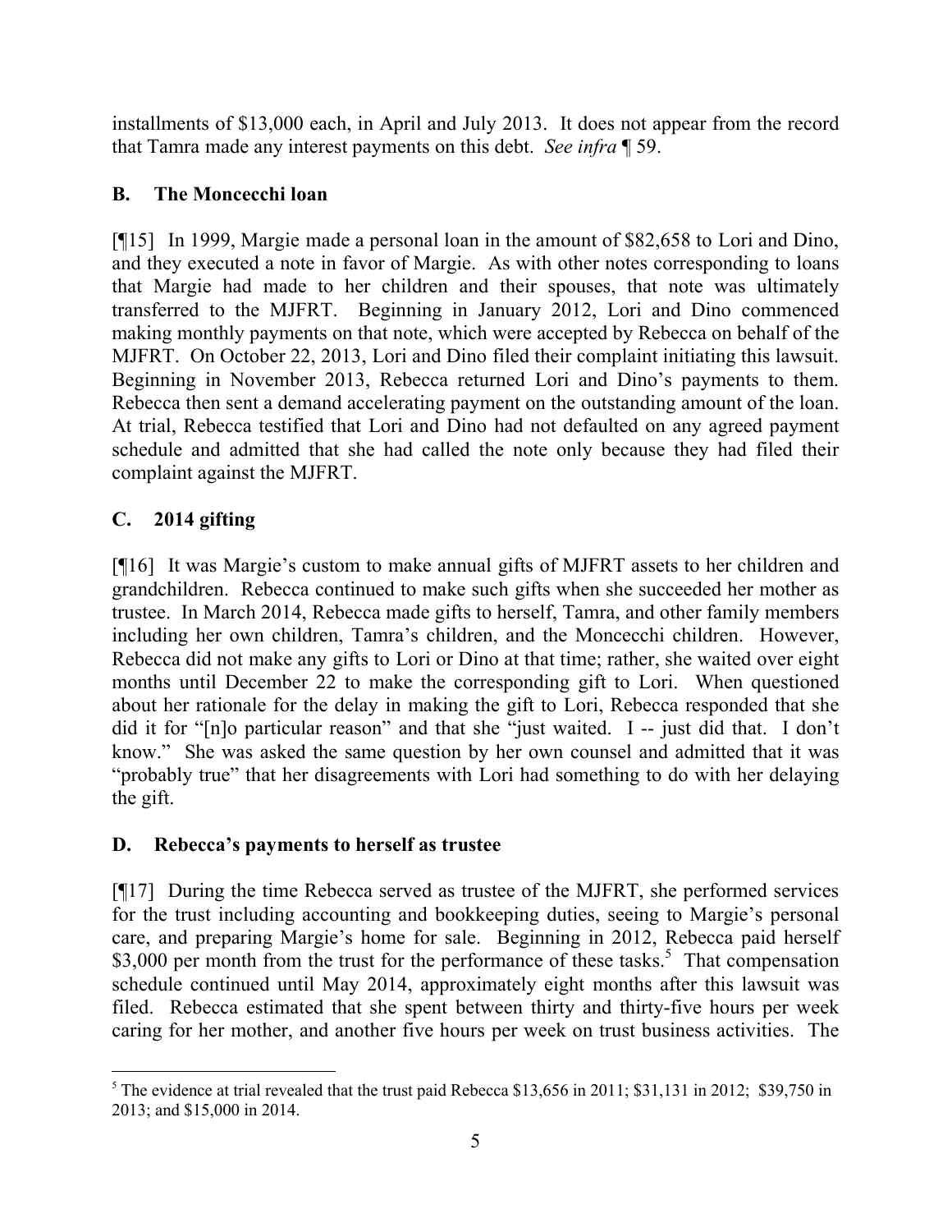installments of $13,000 each, in April and July 2013. It does not appear from the record that Tamra made any interest payments on this debt. *See infra* ¶ 59.

## B. The Moncecchi loan

[¶15] In 1999, Margie made a personal loan in the amount of $82,658 to Lori and Dino, and they executed a note in favor of Margie. As with other notes corresponding to loans that Margie had made to her children and their spouses, that note was ultimately transferred to the MJFRT. Beginning in January 2012, Lori and Dino commenced making monthly payments on that note, which were accepted by Rebecca on behalf of the MJFRT. On October 22, 2013, Lori and Dino filed their complaint initiating this lawsuit. Beginning in November 2013, Rebecca returned Lori and Dino's payments to them. Rebecca then sent a demand accelerating payment on the outstanding amount of the loan. At trial, Rebecca testified that Lori and Dino had not defaulted on any agreed payment schedule and admitted that she had called the note only because they had filed their complaint against the MJFRT.

## C. 2014 gifting

[¶16] It was Margie's custom to make annual gifts of MJFRT assets to her children and grandchildren. Rebecca continued to make such gifts when she succeeded her mother as trustee. In March 2014, Rebecca made gifts to herself, Tamra, and other family members including her own children, Tamra's children, and the Moncecchi children. However, Rebecca did not make any gifts to Lori or Dino at that time; rather, she waited over eight months until December 22 to make the corresponding gift to Lori. When questioned about her rationale for the delay in making the gift to Lori, Rebecca responded that she did it for "[n]o particular reason" and that she "just waited. I -- just did that. I don't know." She was asked the same question by her own counsel and admitted that it was "probably true" that her disagreements with Lori had something to do with her delaying the gift.

## D. Rebecca's payments to herself as trustee

[¶17] During the time Rebecca served as trustee of the MJFRT, she performed services for the trust including accounting and bookkeeping duties, seeing to Margie's personal care, and preparing Margie's home for sale. Beginning in 2012, Rebecca paid herself $3,000 per month from the trust for the performance of these tasks.[5] That compensation schedule continued until May 2014, approximately eight months after this lawsuit was filed. Rebecca estimated that she spent between thirty and thirty-five hours per week caring for her mother, and another five hours per week on trust business activities. The

---

[5] The evidence at trial revealed that the trust paid Rebecca $13,656 in 2011; $31,131 in 2012; $39,750 in 2013; and $15,000 in 2014.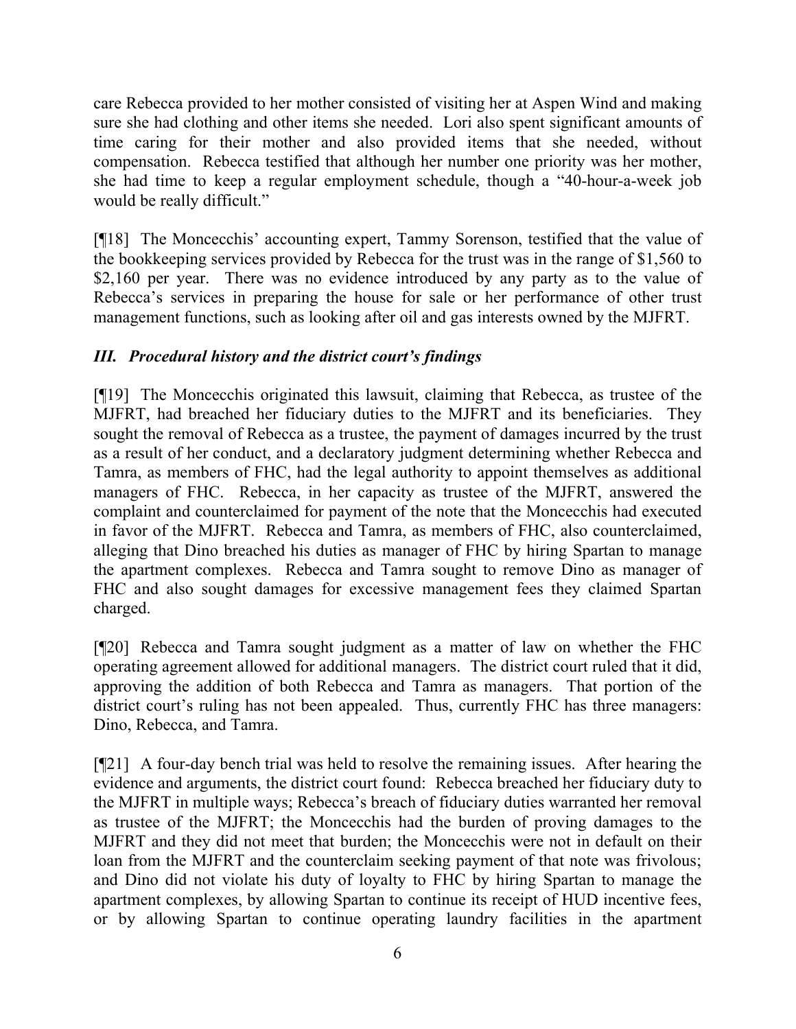care Rebecca provided to her mother consisted of visiting her at Aspen Wind and making sure she had clothing and other items she needed. Lori also spent significant amounts of time caring for their mother and also provided items that she needed, without compensation. Rebecca testified that although her number one priority was her mother, she had time to keep a regular employment schedule, though a "40-hour-a-week job would be really difficult."

[¶18] The Moncecchis' accounting expert, Tammy Sorenson, testified that the value of the bookkeeping services provided by Rebecca for the trust was in the range of $1,560 to $2,160 per year. There was no evidence introduced by any party as to the value of Rebecca's services in preparing the house for sale or her performance of other trust management functions, such as looking after oil and gas interests owned by the MJFRT.

### *III. Procedural history and the district court's findings*

[¶19] The Moncecchis originated this lawsuit, claiming that Rebecca, as trustee of the MJFRT, had breached her fiduciary duties to the MJFRT and its beneficiaries. They sought the removal of Rebecca as a trustee, the payment of damages incurred by the trust as a result of her conduct, and a declaratory judgment determining whether Rebecca and Tamra, as members of FHC, had the legal authority to appoint themselves as additional managers of FHC. Rebecca, in her capacity as trustee of the MJFRT, answered the complaint and counterclaimed for payment of the note that the Moncecchis had executed in favor of the MJFRT. Rebecca and Tamra, as members of FHC, also counterclaimed, alleging that Dino breached his duties as manager of FHC by hiring Spartan to manage the apartment complexes. Rebecca and Tamra sought to remove Dino as manager of FHC and also sought damages for excessive management fees they claimed Spartan charged.

[¶20] Rebecca and Tamra sought judgment as a matter of law on whether the FHC operating agreement allowed for additional managers. The district court ruled that it did, approving the addition of both Rebecca and Tamra as managers. That portion of the district court's ruling has not been appealed. Thus, currently FHC has three managers: Dino, Rebecca, and Tamra.

[¶21] A four-day bench trial was held to resolve the remaining issues. After hearing the evidence and arguments, the district court found: Rebecca breached her fiduciary duty to the MJFRT in multiple ways; Rebecca's breach of fiduciary duties warranted her removal as trustee of the MJFRT; the Moncecchis had the burden of proving damages to the MJFRT and they did not meet that burden; the Moncecchis were not in default on their loan from the MJFRT and the counterclaim seeking payment of that note was frivolous; and Dino did not violate his duty of loyalty to FHC by hiring Spartan to manage the apartment complexes, by allowing Spartan to continue its receipt of HUD incentive fees, or by allowing Spartan to continue operating laundry facilities in the apartment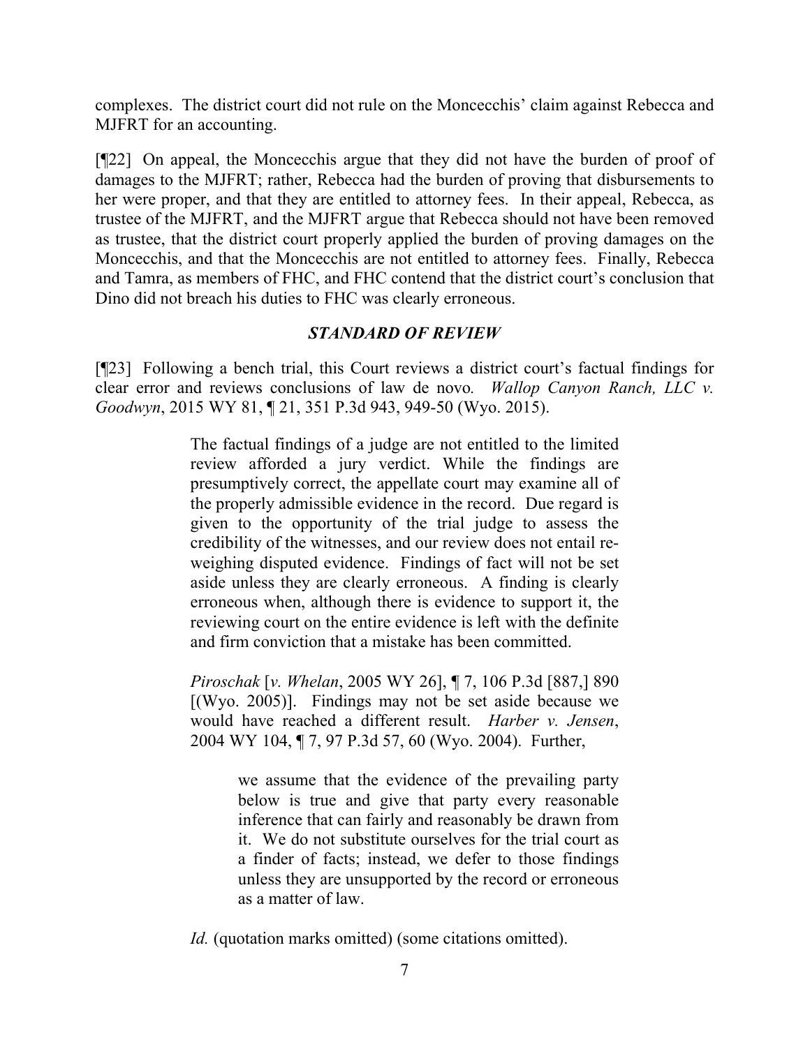complexes. The district court did not rule on the Moncecchis' claim against Rebecca and MJFRT for an accounting.

[¶22] On appeal, the Moncecchis argue that they did not have the burden of proof of damages to the MJFRT; rather, Rebecca had the burden of proving that disbursements to her were proper, and that they are entitled to attorney fees. In their appeal, Rebecca, as trustee of the MJFRT, and the MJFRT argue that Rebecca should not have been removed as trustee, that the district court properly applied the burden of proving damages on the Moncecchis, and that the Moncecchis are not entitled to attorney fees. Finally, Rebecca and Tamra, as members of FHC, and FHC contend that the district court's conclusion that Dino did not breach his duties to FHC was clearly erroneous.

### *STANDARD OF REVIEW*

[¶23] Following a bench trial, this Court reviews a district court's factual findings for clear error and reviews conclusions of law de novo. *Wallop Canyon Ranch, LLC v. Goodwyn*, 2015 WY 81, ¶ 21, 351 P.3d 943, 949-50 (Wyo. 2015).

> The factual findings of a judge are not entitled to the limited review afforded a jury verdict. While the findings are presumptively correct, the appellate court may examine all of the properly admissible evidence in the record. Due regard is given to the opportunity of the trial judge to assess the credibility of the witnesses, and our review does not entail re-weighing disputed evidence. Findings of fact will not be set aside unless they are clearly erroneous. A finding is clearly erroneous when, although there is evidence to support it, the reviewing court on the entire evidence is left with the definite and firm conviction that a mistake has been committed.
>
> *Piroschak* [*v. Whelan*, 2005 WY 26], ¶ 7, 106 P.3d [887,] 890 [(Wyo. 2005)]. Findings may not be set aside because we would have reached a different result. *Harber v. Jensen*, 2004 WY 104, ¶ 7, 97 P.3d 57, 60 (Wyo. 2004). Further,
>
> > we assume that the evidence of the prevailing party below is true and give that party every reasonable inference that can fairly and reasonably be drawn from it. We do not substitute ourselves for the trial court as a finder of facts; instead, we defer to those findings unless they are unsupported by the record or erroneous as a matter of law.
>
> *Id.* (quotation marks omitted) (some citations omitted).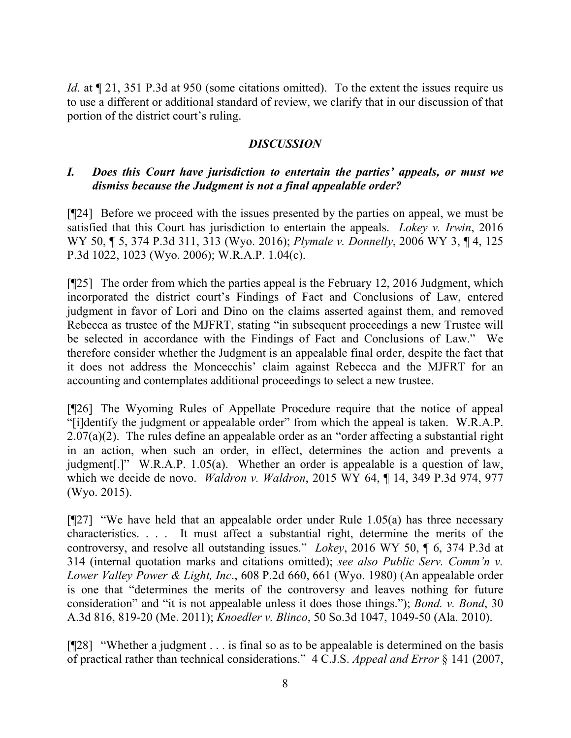*Id*. at ¶ 21, 351 P.3d at 950 (some citations omitted). To the extent the issues require us to use a different or additional standard of review, we clarify that in our discussion of that portion of the district court's ruling.

## *DISCUSSION*

### *I. Does this Court have jurisdiction to entertain the parties' appeals, or must we dismiss because the Judgment is not a final appealable order?*

[¶24] Before we proceed with the issues presented by the parties on appeal, we must be satisfied that this Court has jurisdiction to entertain the appeals. *Lokey v. Irwin*, 2016 WY 50, ¶ 5, 374 P.3d 311, 313 (Wyo. 2016); *Plymale v. Donnelly*, 2006 WY 3, ¶ 4, 125 P.3d 1022, 1023 (Wyo. 2006); W.R.A.P. 1.04(c).

[¶25] The order from which the parties appeal is the February 12, 2016 Judgment, which incorporated the district court's Findings of Fact and Conclusions of Law, entered judgment in favor of Lori and Dino on the claims asserted against them, and removed Rebecca as trustee of the MJFRT, stating "in subsequent proceedings a new Trustee will be selected in accordance with the Findings of Fact and Conclusions of Law." We therefore consider whether the Judgment is an appealable final order, despite the fact that it does not address the Moncecchis' claim against Rebecca and the MJFRT for an accounting and contemplates additional proceedings to select a new trustee.

[¶26] The Wyoming Rules of Appellate Procedure require that the notice of appeal "[i]dentify the judgment or appealable order" from which the appeal is taken. W.R.A.P. 2.07(a)(2). The rules define an appealable order as an "order affecting a substantial right in an action, when such an order, in effect, determines the action and prevents a judgment[.]" W.R.A.P. 1.05(a). Whether an order is appealable is a question of law, which we decide de novo. *Waldron v. Waldron*, 2015 WY 64, ¶ 14, 349 P.3d 974, 977 (Wyo. 2015).

[¶27] "We have held that an appealable order under Rule 1.05(a) has three necessary characteristics. . . . It must affect a substantial right, determine the merits of the controversy, and resolve all outstanding issues." *Lokey*, 2016 WY 50, ¶ 6, 374 P.3d at 314 (internal quotation marks and citations omitted); *see also Public Serv. Comm'n v. Lower Valley Power & Light, Inc*., 608 P.2d 660, 661 (Wyo. 1980) (An appealable order is one that "determines the merits of the controversy and leaves nothing for future consideration" and "it is not appealable unless it does those things."); *Bond. v. Bond*, 30 A.3d 816, 819-20 (Me. 2011); *Knoedler v. Blinco*, 50 So.3d 1047, 1049-50 (Ala. 2010).

[¶28] "Whether a judgment . . . is final so as to be appealable is determined on the basis of practical rather than technical considerations." 4 C.J.S. *Appeal and Error* § 141 (2007,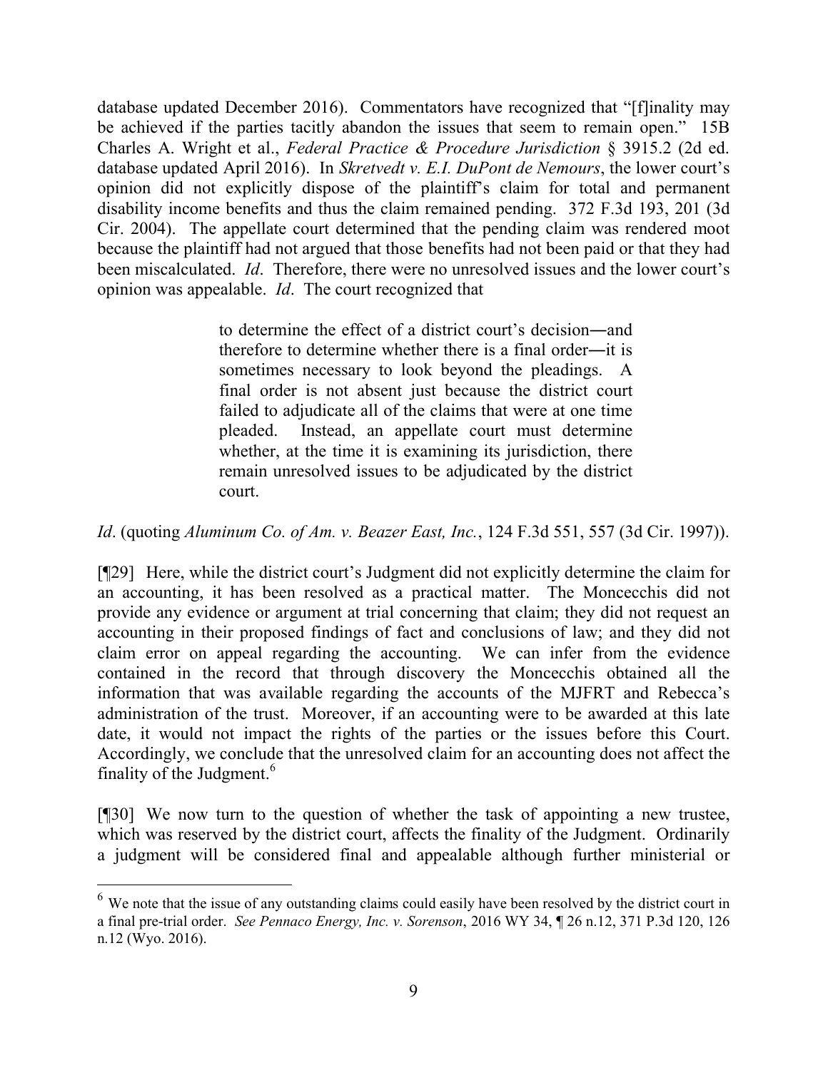database updated December 2016). Commentators have recognized that "[f]inality may be achieved if the parties tacitly abandon the issues that seem to remain open." 15B Charles A. Wright et al., *Federal Practice & Procedure Jurisdiction* § 3915.2 (2d ed. database updated April 2016). In *Skretvedt v. E.I. DuPont de Nemours*, the lower court's opinion did not explicitly dispose of the plaintiff's claim for total and permanent disability income benefits and thus the claim remained pending. 372 F.3d 193, 201 (3d Cir. 2004). The appellate court determined that the pending claim was rendered moot because the plaintiff had not argued that those benefits had not been paid or that they had been miscalculated. *Id*. Therefore, there were no unresolved issues and the lower court's opinion was appealable. *Id*. The court recognized that

> to determine the effect of a district court's decision―and therefore to determine whether there is a final order―it is sometimes necessary to look beyond the pleadings. A final order is not absent just because the district court failed to adjudicate all of the claims that were at one time pleaded. Instead, an appellate court must determine whether, at the time it is examining its jurisdiction, there remain unresolved issues to be adjudicated by the district court.

*Id*. (quoting *Aluminum Co. of Am. v. Beazer East, Inc.*, 124 F.3d 551, 557 (3d Cir. 1997)).

[¶29] Here, while the district court's Judgment did not explicitly determine the claim for an accounting, it has been resolved as a practical matter. The Moncecchis did not provide any evidence or argument at trial concerning that claim; they did not request an accounting in their proposed findings of fact and conclusions of law; and they did not claim error on appeal regarding the accounting. We can infer from the evidence contained in the record that through discovery the Moncecchis obtained all the information that was available regarding the accounts of the MJFRT and Rebecca's administration of the trust. Moreover, if an accounting were to be awarded at this late date, it would not impact the rights of the parties or the issues before this Court. Accordingly, we conclude that the unresolved claim for an accounting does not affect the finality of the Judgment.[6]

[¶30] We now turn to the question of whether the task of appointing a new trustee, which was reserved by the district court, affects the finality of the Judgment. Ordinarily a judgment will be considered final and appealable although further ministerial or

---

[6] We note that the issue of any outstanding claims could easily have been resolved by the district court in a final pre-trial order. *See Pennaco Energy, Inc. v. Sorenson*, 2016 WY 34, ¶ 26 n.12, 371 P.3d 120, 126 n.12 (Wyo. 2016).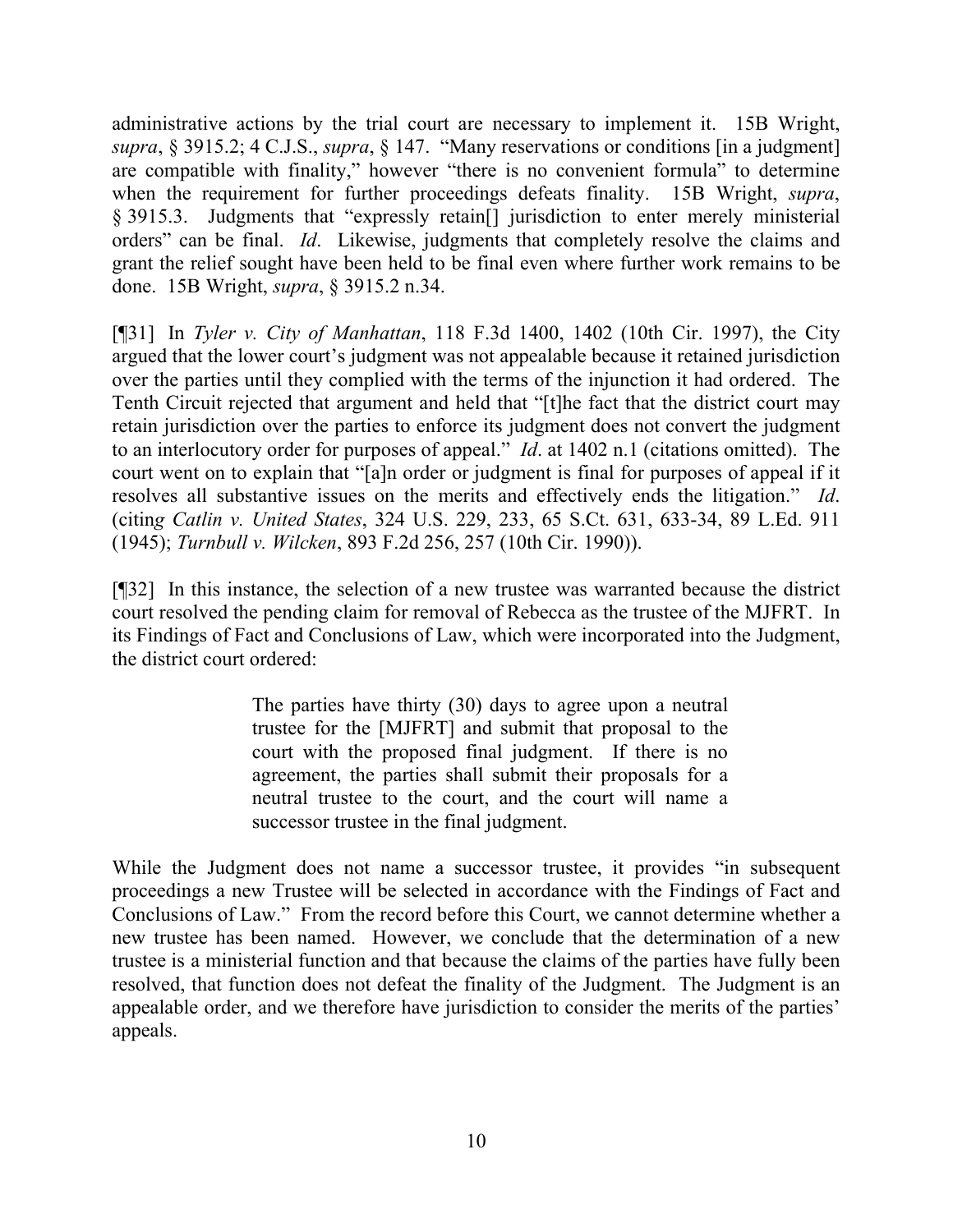administrative actions by the trial court are necessary to implement it. 15B Wright, *supra*, § 3915.2; 4 C.J.S., *supra*, § 147. "Many reservations or conditions [in a judgment] are compatible with finality," however "there is no convenient formula" to determine when the requirement for further proceedings defeats finality. 15B Wright, *supra*, § 3915.3. Judgments that "expressly retain[] jurisdiction to enter merely ministerial orders" can be final. *Id*. Likewise, judgments that completely resolve the claims and grant the relief sought have been held to be final even where further work remains to be done. 15B Wright, *supra*, § 3915.2 n.34.

[¶31] In *Tyler v. City of Manhattan*, 118 F.3d 1400, 1402 (10th Cir. 1997), the City argued that the lower court's judgment was not appealable because it retained jurisdiction over the parties until they complied with the terms of the injunction it had ordered. The Tenth Circuit rejected that argument and held that "[t]he fact that the district court may retain jurisdiction over the parties to enforce its judgment does not convert the judgment to an interlocutory order for purposes of appeal." *Id*. at 1402 n.1 (citations omitted). The court went on to explain that "[a]n order or judgment is final for purposes of appeal if it resolves all substantive issues on the merits and effectively ends the litigation." *Id*. (citing *Catlin v. United States*, 324 U.S. 229, 233, 65 S.Ct. 631, 633-34, 89 L.Ed. 911 (1945); *Turnbull v. Wilcken*, 893 F.2d 256, 257 (10th Cir. 1990)).

[¶32] In this instance, the selection of a new trustee was warranted because the district court resolved the pending claim for removal of Rebecca as the trustee of the MJFRT. In its Findings of Fact and Conclusions of Law, which were incorporated into the Judgment, the district court ordered:

> The parties have thirty (30) days to agree upon a neutral trustee for the [MJFRT] and submit that proposal to the court with the proposed final judgment. If there is no agreement, the parties shall submit their proposals for a neutral trustee to the court, and the court will name a successor trustee in the final judgment.

While the Judgment does not name a successor trustee, it provides "in subsequent proceedings a new Trustee will be selected in accordance with the Findings of Fact and Conclusions of Law." From the record before this Court, we cannot determine whether a new trustee has been named. However, we conclude that the determination of a new trustee is a ministerial function and that because the claims of the parties have fully been resolved, that function does not defeat the finality of the Judgment. The Judgment is an appealable order, and we therefore have jurisdiction to consider the merits of the parties' appeals.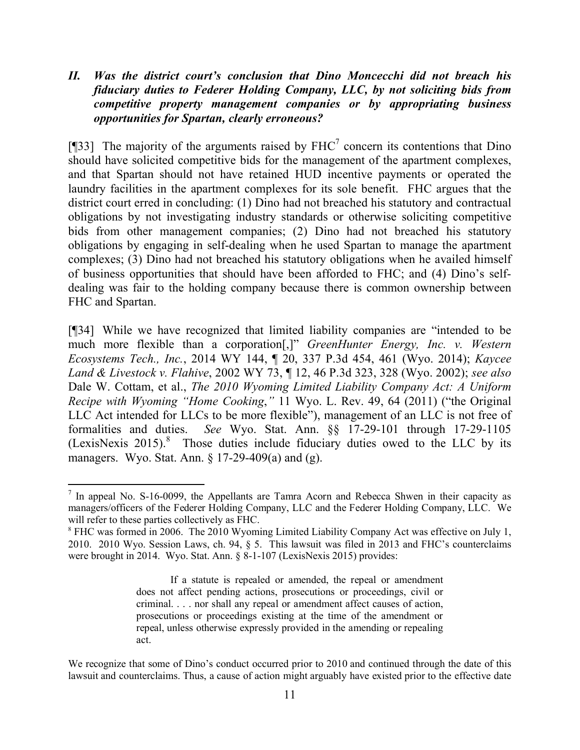### *II. Was the district court's conclusion that Dino Moncecchi did not breach his fiduciary duties to Federer Holding Company, LLC, by not soliciting bids from competitive property management companies or by appropriating business opportunities for Spartan, clearly erroneous?*

[¶33] The majority of the arguments raised by FHC[7] concern its contentions that Dino should have solicited competitive bids for the management of the apartment complexes, and that Spartan should not have retained HUD incentive payments or operated the laundry facilities in the apartment complexes for its sole benefit. FHC argues that the district court erred in concluding: (1) Dino had not breached his statutory and contractual obligations by not investigating industry standards or otherwise soliciting competitive bids from other management companies; (2) Dino had not breached his statutory obligations by engaging in self-dealing when he used Spartan to manage the apartment complexes; (3) Dino had not breached his statutory obligations when he availed himself of business opportunities that should have been afforded to FHC; and (4) Dino's self-dealing was fair to the holding company because there is common ownership between FHC and Spartan.

[¶34] While we have recognized that limited liability companies are "intended to be much more flexible than a corporation[,]" *GreenHunter Energy, Inc. v. Western Ecosystems Tech., Inc.*, 2014 WY 144, ¶ 20, 337 P.3d 454, 461 (Wyo. 2014); *Kaycee Land & Livestock v. Flahive*, 2002 WY 73, ¶ 12, 46 P.3d 323, 328 (Wyo. 2002); *see also* Dale W. Cottam, et al., *The 2010 Wyoming Limited Liability Company Act: A Uniform Recipe with Wyoming "Home Cooking,"* 11 Wyo. L. Rev. 49, 64 (2011) ("the Original LLC Act intended for LLCs to be more flexible"), management of an LLC is not free of formalities and duties. *See* Wyo. Stat. Ann. §§ 17-29-101 through 17-29-1105 (LexisNexis 2015).[8] Those duties include fiduciary duties owed to the LLC by its managers. Wyo. Stat. Ann. § 17-29-409(a) and (g).

---

[7] In appeal No. S-16-0099, the Appellants are Tamra Acorn and Rebecca Shwen in their capacity as managers/officers of the Federer Holding Company, LLC and the Federer Holding Company, LLC. We will refer to these parties collectively as FHC.

[8] FHC was formed in 2006. The 2010 Wyoming Limited Liability Company Act was effective on July 1, 2010. 2010 Wyo. Session Laws, ch. 94, § 5. This lawsuit was filed in 2013 and FHC's counterclaims were brought in 2014. Wyo. Stat. Ann. § 8-1-107 (LexisNexis 2015) provides:

> If a statute is repealed or amended, the repeal or amendment does not affect pending actions, prosecutions or proceedings, civil or criminal. . . . nor shall any repeal or amendment affect causes of action, prosecutions or proceedings existing at the time of the amendment or repeal, unless otherwise expressly provided in the amending or repealing act.

We recognize that some of Dino's conduct occurred prior to 2010 and continued through the date of this lawsuit and counterclaims. Thus, a cause of action might arguably have existed prior to the effective date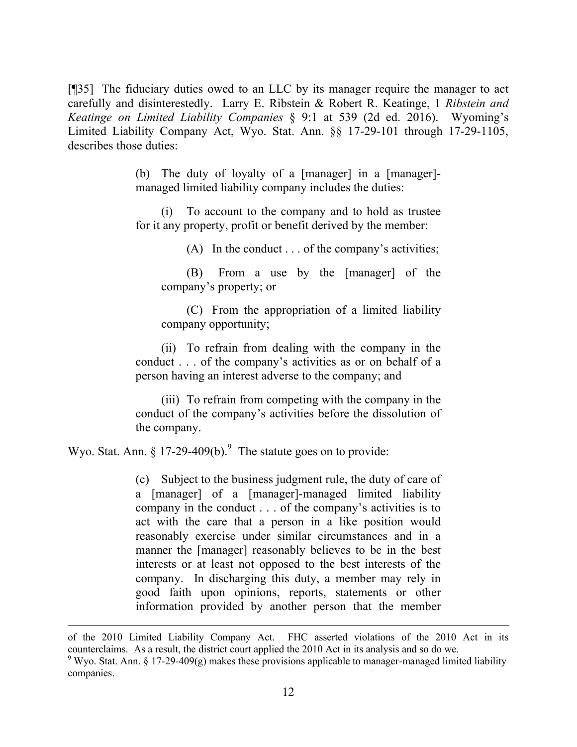[¶35] The fiduciary duties owed to an LLC by its manager require the manager to act carefully and disinterestedly. Larry E. Ribstein & Robert R. Keatinge, 1 *Ribstein and Keatinge on Limited Liability Companies* § 9:1 at 539 (2d ed. 2016). Wyoming's Limited Liability Company Act, Wyo. Stat. Ann. §§ 17-29-101 through 17-29-1105, describes those duties:

> (b) The duty of loyalty of a [manager] in a [manager]-managed limited liability company includes the duties:
>
> (i) To account to the company and to hold as trustee for it any property, profit or benefit derived by the member:
>
> (A) In the conduct . . . of the company's activities;
>
> (B) From a use by the [manager] of the company's property; or
>
> (C) From the appropriation of a limited liability company opportunity;
>
> (ii) To refrain from dealing with the company in the conduct . . . of the company's activities as or on behalf of a person having an interest adverse to the company; and
>
> (iii) To refrain from competing with the company in the conduct of the company's activities before the dissolution of the company.

Wyo. Stat. Ann. § 17-29-409(b).[9] The statute goes on to provide:

> (c) Subject to the business judgment rule, the duty of care of a [manager] of a [manager]-managed limited liability company in the conduct . . . of the company's activities is to act with the care that a person in a like position would reasonably exercise under similar circumstances and in a manner the [manager] reasonably believes to be in the best interests or at least not opposed to the best interests of the company. In discharging this duty, a member may rely in good faith upon opinions, reports, statements or other information provided by another person that the member

---

of the 2010 Limited Liability Company Act. FHC asserted violations of the 2010 Act in its counterclaims. As a result, the district court applied the 2010 Act in its analysis and so do we.

[9] Wyo. Stat. Ann. § 17-29-409(g) makes these provisions applicable to manager-managed limited liability companies.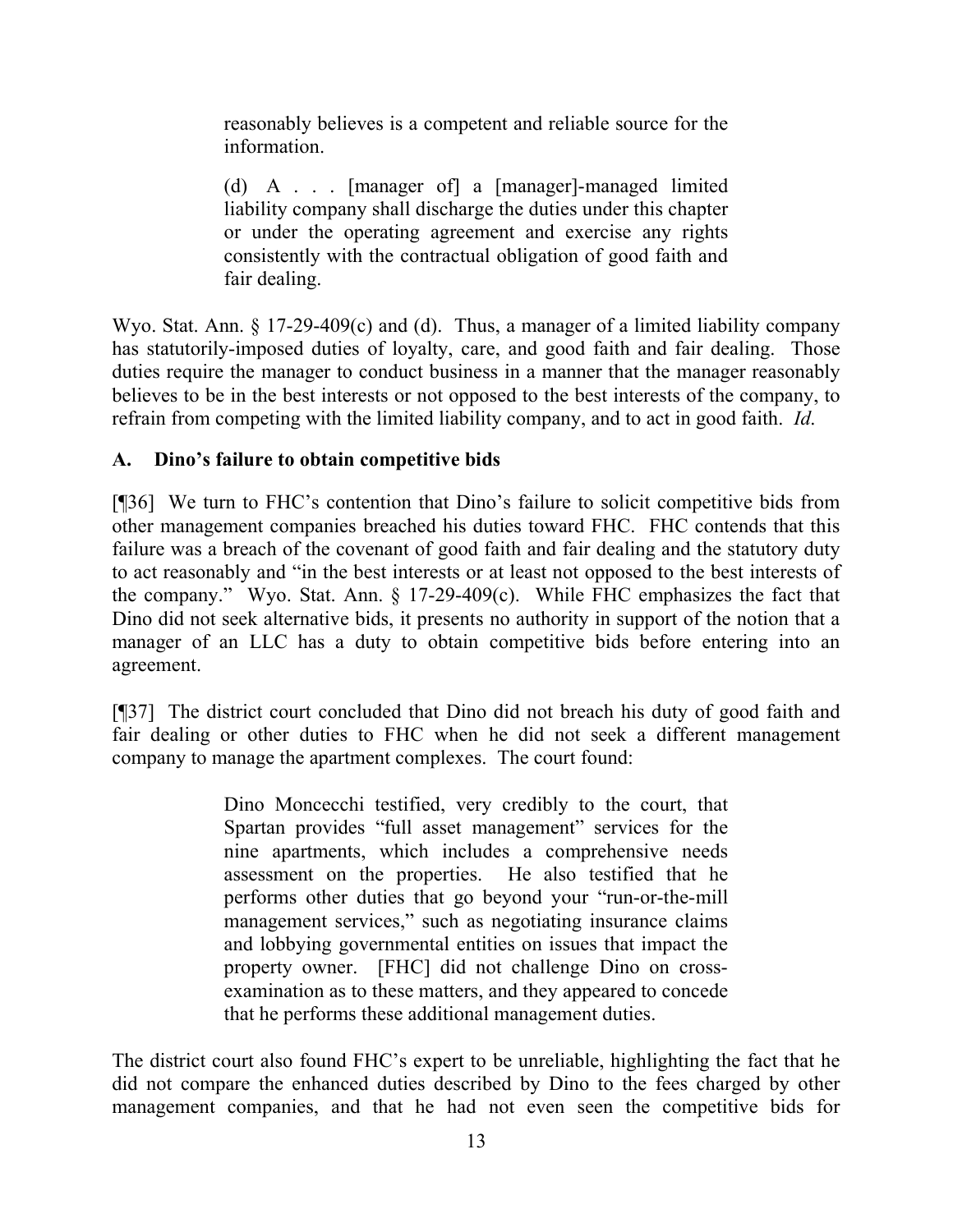> reasonably believes is a competent and reliable source for the information.
>
> (d) A . . . [manager of] a [manager]-managed limited liability company shall discharge the duties under this chapter or under the operating agreement and exercise any rights consistently with the contractual obligation of good faith and fair dealing.

Wyo. Stat. Ann. § 17-29-409(c) and (d). Thus, a manager of a limited liability company has statutorily-imposed duties of loyalty, care, and good faith and fair dealing. Those duties require the manager to conduct business in a manner that the manager reasonably believes to be in the best interests or not opposed to the best interests of the company, to refrain from competing with the limited liability company, and to act in good faith. *Id.*

### A. Dino's failure to obtain competitive bids

[¶36] We turn to FHC's contention that Dino's failure to solicit competitive bids from other management companies breached his duties toward FHC. FHC contends that this failure was a breach of the covenant of good faith and fair dealing and the statutory duty to act reasonably and "in the best interests or at least not opposed to the best interests of the company." Wyo. Stat. Ann. § 17-29-409(c). While FHC emphasizes the fact that Dino did not seek alternative bids, it presents no authority in support of the notion that a manager of an LLC has a duty to obtain competitive bids before entering into an agreement.

[¶37] The district court concluded that Dino did not breach his duty of good faith and fair dealing or other duties to FHC when he did not seek a different management company to manage the apartment complexes. The court found:

> Dino Moncecchi testified, very credibly to the court, that Spartan provides "full asset management" services for the nine apartments, which includes a comprehensive needs assessment on the properties. He also testified that he performs other duties that go beyond your "run-or-the-mill management services," such as negotiating insurance claims and lobbying governmental entities on issues that impact the property owner. [FHC] did not challenge Dino on cross-examination as to these matters, and they appeared to concede that he performs these additional management duties.

The district court also found FHC's expert to be unreliable, highlighting the fact that he did not compare the enhanced duties described by Dino to the fees charged by other management companies, and that he had not even seen the competitive bids for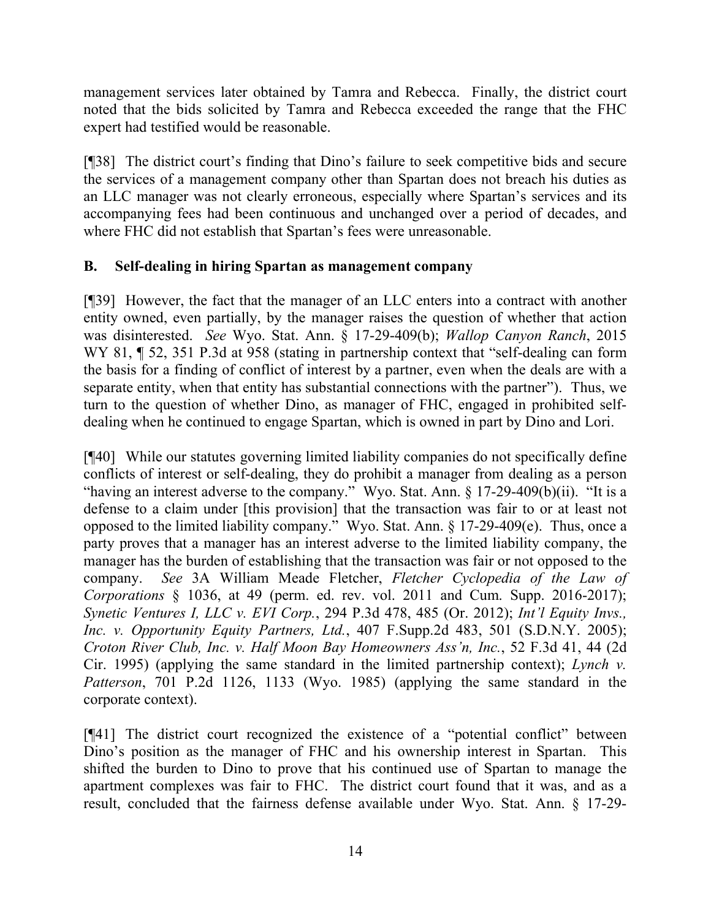management services later obtained by Tamra and Rebecca. Finally, the district court noted that the bids solicited by Tamra and Rebecca exceeded the range that the FHC expert had testified would be reasonable.

[¶38] The district court's finding that Dino's failure to seek competitive bids and secure the services of a management company other than Spartan does not breach his duties as an LLC manager was not clearly erroneous, especially where Spartan's services and its accompanying fees had been continuous and unchanged over a period of decades, and where FHC did not establish that Spartan's fees were unreasonable.

## B. Self-dealing in hiring Spartan as management company

[¶39] However, the fact that the manager of an LLC enters into a contract with another entity owned, even partially, by the manager raises the question of whether that action was disinterested. *See* Wyo. Stat. Ann. § 17-29-409(b); *Wallop Canyon Ranch*, 2015 WY 81, ¶ 52, 351 P.3d at 958 (stating in partnership context that "self-dealing can form the basis for a finding of conflict of interest by a partner, even when the deals are with a separate entity, when that entity has substantial connections with the partner"). Thus, we turn to the question of whether Dino, as manager of FHC, engaged in prohibited self-dealing when he continued to engage Spartan, which is owned in part by Dino and Lori.

[¶40] While our statutes governing limited liability companies do not specifically define conflicts of interest or self-dealing, they do prohibit a manager from dealing as a person "having an interest adverse to the company." Wyo. Stat. Ann. § 17-29-409(b)(ii). "It is a defense to a claim under [this provision] that the transaction was fair to or at least not opposed to the limited liability company." Wyo. Stat. Ann. § 17-29-409(e). Thus, once a party proves that a manager has an interest adverse to the limited liability company, the manager has the burden of establishing that the transaction was fair or not opposed to the company. *See* 3A William Meade Fletcher, *Fletcher Cyclopedia of the Law of Corporations* § 1036, at 49 (perm. ed. rev. vol. 2011 and Cum. Supp. 2016-2017); *Synetic Ventures I, LLC v. EVI Corp.*, 294 P.3d 478, 485 (Or. 2012); *Int'l Equity Invs., Inc. v. Opportunity Equity Partners, Ltd.*, 407 F.Supp.2d 483, 501 (S.D.N.Y. 2005); *Croton River Club, Inc. v. Half Moon Bay Homeowners Ass'n, Inc.*, 52 F.3d 41, 44 (2d Cir. 1995) (applying the same standard in the limited partnership context); *Lynch v. Patterson*, 701 P.2d 1126, 1133 (Wyo. 1985) (applying the same standard in the corporate context).

[¶41] The district court recognized the existence of a "potential conflict" between Dino's position as the manager of FHC and his ownership interest in Spartan. This shifted the burden to Dino to prove that his continued use of Spartan to manage the apartment complexes was fair to FHC. The district court found that it was, and as a result, concluded that the fairness defense available under Wyo. Stat. Ann. § 17-29-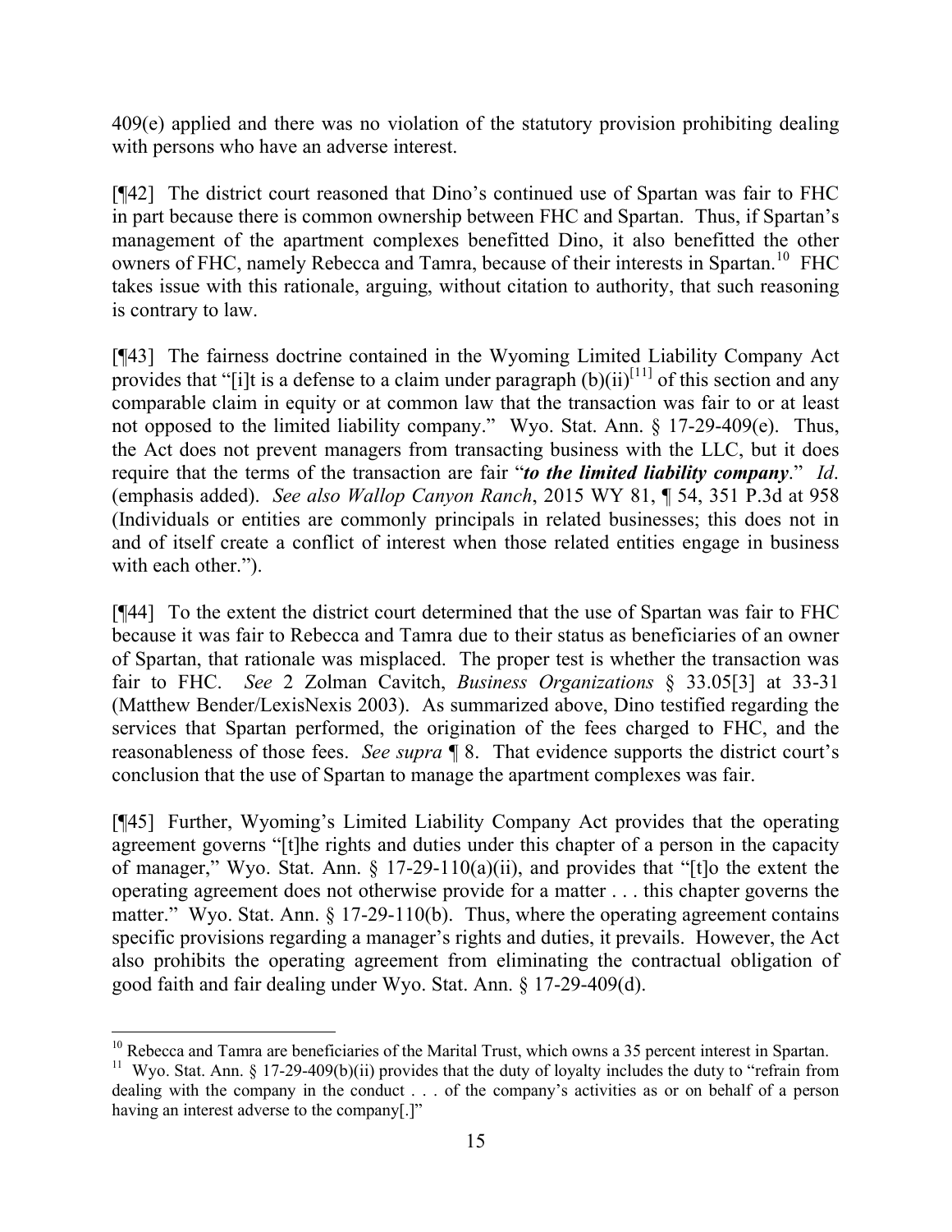409(e) applied and there was no violation of the statutory provision prohibiting dealing with persons who have an adverse interest.

[¶42] The district court reasoned that Dino's continued use of Spartan was fair to FHC in part because there is common ownership between FHC and Spartan. Thus, if Spartan's management of the apartment complexes benefitted Dino, it also benefitted the other owners of FHC, namely Rebecca and Tamra, because of their interests in Spartan.[10] FHC takes issue with this rationale, arguing, without citation to authority, that such reasoning is contrary to law.

[¶43] The fairness doctrine contained in the Wyoming Limited Liability Company Act provides that "[i]t is a defense to a claim under paragraph (b)(ii)[11] of this section and any comparable claim in equity or at common law that the transaction was fair to or at least not opposed to the limited liability company." Wyo. Stat. Ann. § 17-29-409(e). Thus, the Act does not prevent managers from transacting business with the LLC, but it does require that the terms of the transaction are fair "***to the limited liability company***." *Id*. (emphasis added). *See also Wallop Canyon Ranch*, 2015 WY 81, ¶ 54, 351 P.3d at 958 (Individuals or entities are commonly principals in related businesses; this does not in and of itself create a conflict of interest when those related entities engage in business with each other.").

[¶44] To the extent the district court determined that the use of Spartan was fair to FHC because it was fair to Rebecca and Tamra due to their status as beneficiaries of an owner of Spartan, that rationale was misplaced. The proper test is whether the transaction was fair to FHC. *See* 2 Zolman Cavitch, *Business Organizations* § 33.05[3] at 33-31 (Matthew Bender/LexisNexis 2003). As summarized above, Dino testified regarding the services that Spartan performed, the origination of the fees charged to FHC, and the reasonableness of those fees. *See supra* ¶ 8. That evidence supports the district court's conclusion that the use of Spartan to manage the apartment complexes was fair.

[¶45] Further, Wyoming's Limited Liability Company Act provides that the operating agreement governs "[t]he rights and duties under this chapter of a person in the capacity of manager," Wyo. Stat. Ann. § 17-29-110(a)(ii), and provides that "[t]o the extent the operating agreement does not otherwise provide for a matter . . . this chapter governs the matter." Wyo. Stat. Ann. § 17-29-110(b). Thus, where the operating agreement contains specific provisions regarding a manager's rights and duties, it prevails. However, the Act also prohibits the operating agreement from eliminating the contractual obligation of good faith and fair dealing under Wyo. Stat. Ann. § 17-29-409(d).

---

[10] Rebecca and Tamra are beneficiaries of the Marital Trust, which owns a 35 percent interest in Spartan.

[11] Wyo. Stat. Ann. § 17-29-409(b)(ii) provides that the duty of loyalty includes the duty to "refrain from dealing with the company in the conduct . . . of the company's activities as or on behalf of a person having an interest adverse to the company[.]"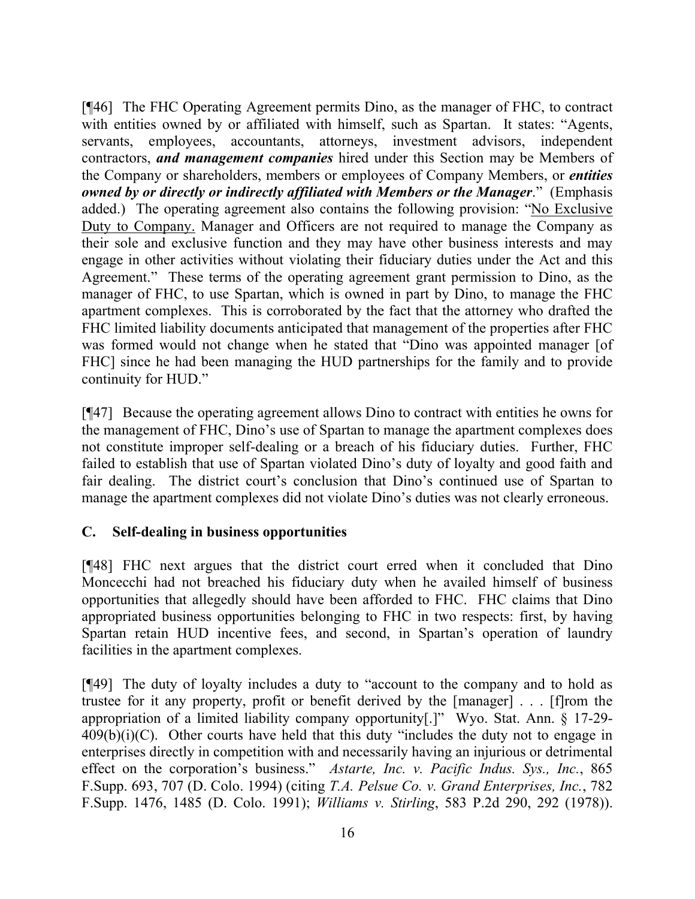[¶46] The FHC Operating Agreement permits Dino, as the manager of FHC, to contract with entities owned by or affiliated with himself, such as Spartan. It states: "Agents, servants, employees, accountants, attorneys, investment advisors, independent contractors, ***and management companies*** hired under this Section may be Members of the Company or shareholders, members or employees of Company Members, or ***entities owned by or directly or indirectly affiliated with Members or the Manager***." (Emphasis added.) The operating agreement also contains the following provision: "No Exclusive Duty to Company. Manager and Officers are not required to manage the Company as their sole and exclusive function and they may have other business interests and may engage in other activities without violating their fiduciary duties under the Act and this Agreement." These terms of the operating agreement grant permission to Dino, as the manager of FHC, to use Spartan, which is owned in part by Dino, to manage the FHC apartment complexes. This is corroborated by the fact that the attorney who drafted the FHC limited liability documents anticipated that management of the properties after FHC was formed would not change when he stated that "Dino was appointed manager [of FHC] since he had been managing the HUD partnerships for the family and to provide continuity for HUD."

[¶47] Because the operating agreement allows Dino to contract with entities he owns for the management of FHC, Dino's use of Spartan to manage the apartment complexes does not constitute improper self-dealing or a breach of his fiduciary duties. Further, FHC failed to establish that use of Spartan violated Dino's duty of loyalty and good faith and fair dealing. The district court's conclusion that Dino's continued use of Spartan to manage the apartment complexes did not violate Dino's duties was not clearly erroneous.

### C. Self-dealing in business opportunities

[¶48] FHC next argues that the district court erred when it concluded that Dino Moncecchi had not breached his fiduciary duty when he availed himself of business opportunities that allegedly should have been afforded to FHC. FHC claims that Dino appropriated business opportunities belonging to FHC in two respects: first, by having Spartan retain HUD incentive fees, and second, in Spartan's operation of laundry facilities in the apartment complexes.

[¶49] The duty of loyalty includes a duty to "account to the company and to hold as trustee for it any property, profit or benefit derived by the [manager] . . . [f]rom the appropriation of a limited liability company opportunity[.]" Wyo. Stat. Ann. § 17-29-409(b)(i)(C). Other courts have held that this duty "includes the duty not to engage in enterprises directly in competition with and necessarily having an injurious or detrimental effect on the corporation's business." *Astarte, Inc. v. Pacific Indus. Sys., Inc.*, 865 F.Supp. 693, 707 (D. Colo. 1994) (citing *T.A. Pelsue Co. v. Grand Enterprises, Inc.*, 782 F.Supp. 1476, 1485 (D. Colo. 1991); *Williams v. Stirling*, 583 P.2d 290, 292 (1978)).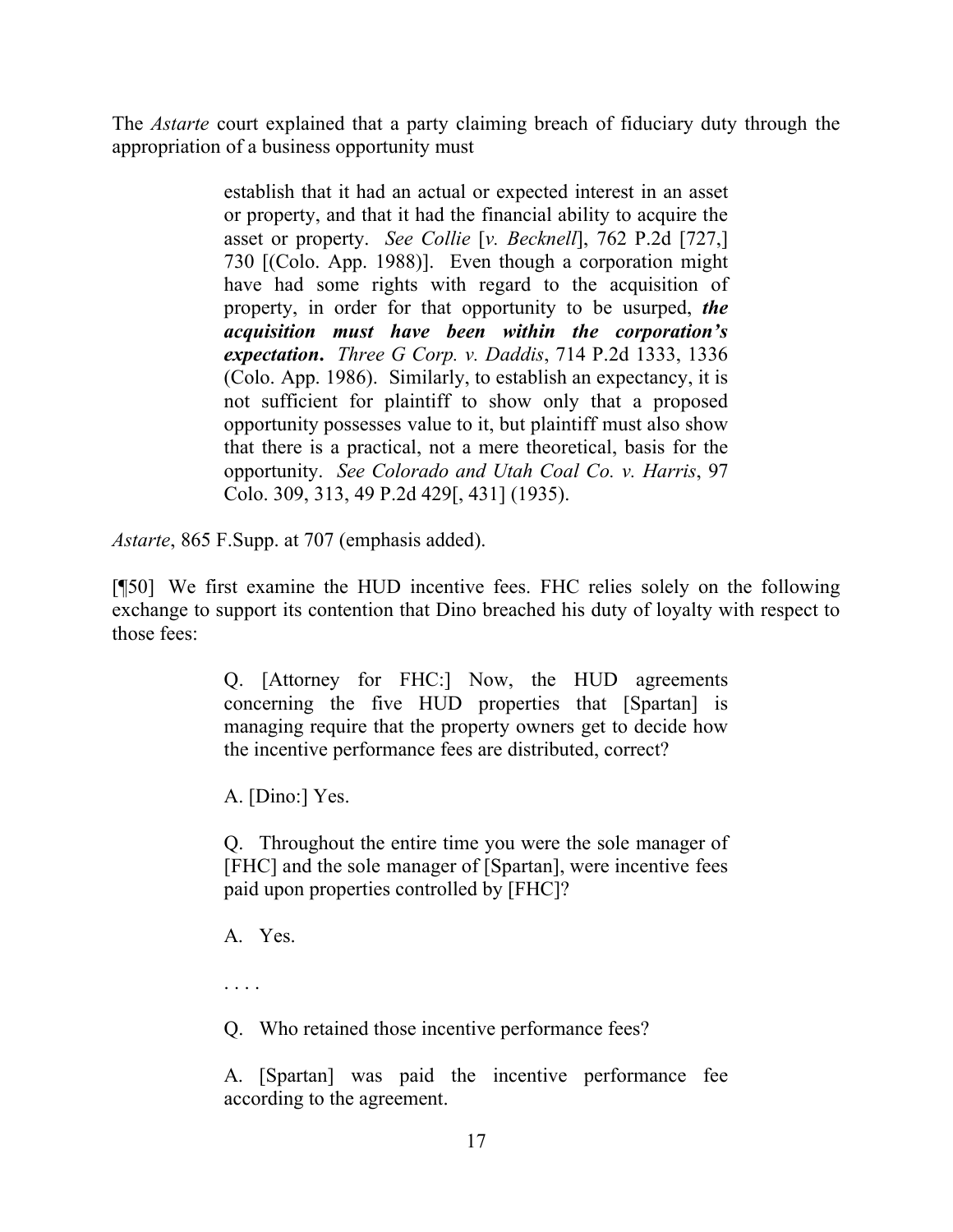The *Astarte* court explained that a party claiming breach of fiduciary duty through the appropriation of a business opportunity must

> establish that it had an actual or expected interest in an asset or property, and that it had the financial ability to acquire the asset or property. *See Collie* [*v. Becknell*], 762 P.2d [727,] 730 [(Colo. App. 1988)]. Even though a corporation might have had some rights with regard to the acquisition of property, in order for that opportunity to be usurped, ***the acquisition must have been within the corporation's expectation*****.** *Three G Corp. v. Daddis*, 714 P.2d 1333, 1336 (Colo. App. 1986). Similarly, to establish an expectancy, it is not sufficient for plaintiff to show only that a proposed opportunity possesses value to it, but plaintiff must also show that there is a practical, not a mere theoretical, basis for the opportunity. *See Colorado and Utah Coal Co. v. Harris*, 97 Colo. 309, 313, 49 P.2d 429[, 431] (1935).

*Astarte*, 865 F.Supp. at 707 (emphasis added).

[¶50] We first examine the HUD incentive fees. FHC relies solely on the following exchange to support its contention that Dino breached his duty of loyalty with respect to those fees:

> Q. [Attorney for FHC:] Now, the HUD agreements concerning the five HUD properties that [Spartan] is managing require that the property owners get to decide how the incentive performance fees are distributed, correct?
>
> A. [Dino:] Yes.
>
> Q. Throughout the entire time you were the sole manager of [FHC] and the sole manager of [Spartan], were incentive fees paid upon properties controlled by [FHC]?
>
> A. Yes.
>
> . . . .
>
> Q. Who retained those incentive performance fees?
>
> A. [Spartan] was paid the incentive performance fee according to the agreement.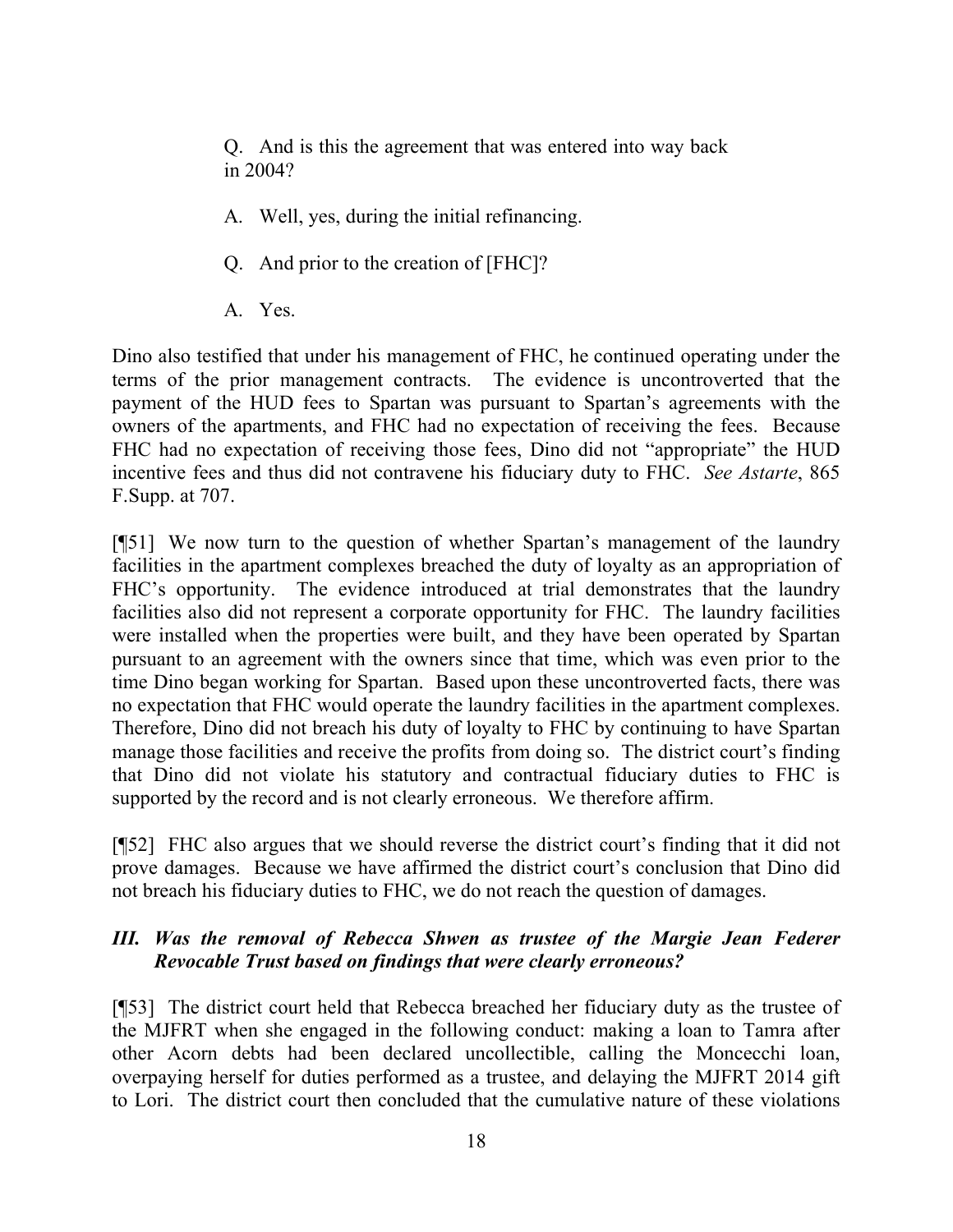> Q. And is this the agreement that was entered into way back in 2004?
>
> A. Well, yes, during the initial refinancing.
>
> Q. And prior to the creation of [FHC]?
>
> A. Yes.

Dino also testified that under his management of FHC, he continued operating under the terms of the prior management contracts. The evidence is uncontroverted that the payment of the HUD fees to Spartan was pursuant to Spartan's agreements with the owners of the apartments, and FHC had no expectation of receiving the fees. Because FHC had no expectation of receiving those fees, Dino did not "appropriate" the HUD incentive fees and thus did not contravene his fiduciary duty to FHC. *See Astarte*, 865 F.Supp. at 707.

[¶51] We now turn to the question of whether Spartan's management of the laundry facilities in the apartment complexes breached the duty of loyalty as an appropriation of FHC's opportunity. The evidence introduced at trial demonstrates that the laundry facilities also did not represent a corporate opportunity for FHC. The laundry facilities were installed when the properties were built, and they have been operated by Spartan pursuant to an agreement with the owners since that time, which was even prior to the time Dino began working for Spartan. Based upon these uncontroverted facts, there was no expectation that FHC would operate the laundry facilities in the apartment complexes. Therefore, Dino did not breach his duty of loyalty to FHC by continuing to have Spartan manage those facilities and receive the profits from doing so. The district court's finding that Dino did not violate his statutory and contractual fiduciary duties to FHC is supported by the record and is not clearly erroneous. We therefore affirm.

[¶52] FHC also argues that we should reverse the district court's finding that it did not prove damages. Because we have affirmed the district court's conclusion that Dino did not breach his fiduciary duties to FHC, we do not reach the question of damages.

### *III. Was the removal of Rebecca Shwen as trustee of the Margie Jean Federer Revocable Trust based on findings that were clearly erroneous?*

[¶53] The district court held that Rebecca breached her fiduciary duty as the trustee of the MJFRT when she engaged in the following conduct: making a loan to Tamra after other Acorn debts had been declared uncollectible, calling the Moncecchi loan, overpaying herself for duties performed as a trustee, and delaying the MJFRT 2014 gift to Lori. The district court then concluded that the cumulative nature of these violations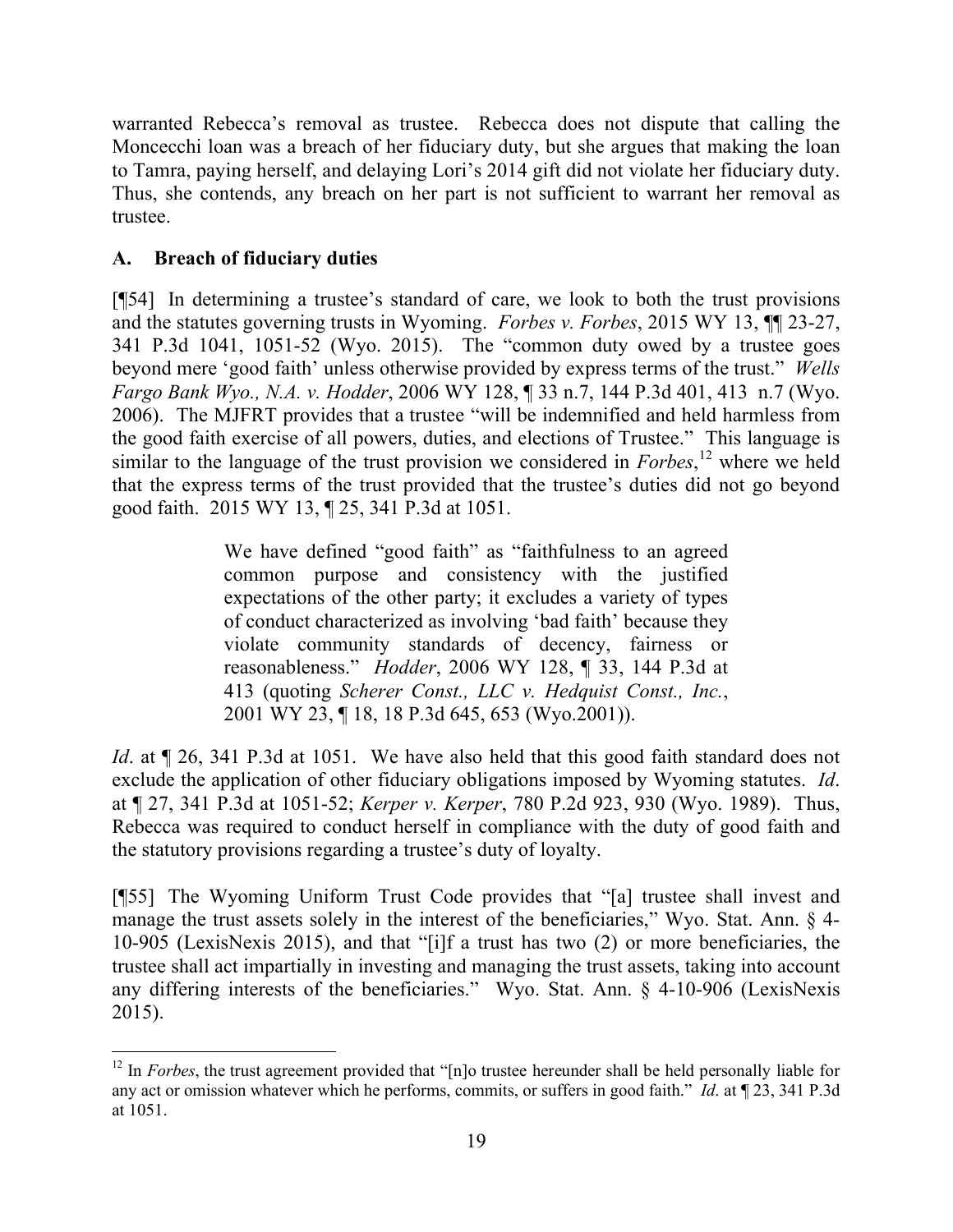warranted Rebecca's removal as trustee. Rebecca does not dispute that calling the Moncecchi loan was a breach of her fiduciary duty, but she argues that making the loan to Tamra, paying herself, and delaying Lori's 2014 gift did not violate her fiduciary duty. Thus, she contends, any breach on her part is not sufficient to warrant her removal as trustee.

## A. Breach of fiduciary duties

[¶54] In determining a trustee's standard of care, we look to both the trust provisions and the statutes governing trusts in Wyoming. *Forbes v. Forbes*, 2015 WY 13, ¶¶ 23-27, 341 P.3d 1041, 1051-52 (Wyo. 2015). The "common duty owed by a trustee goes beyond mere 'good faith' unless otherwise provided by express terms of the trust." *Wells Fargo Bank Wyo., N.A. v. Hodder*, 2006 WY 128, ¶ 33 n.7, 144 P.3d 401, 413 n.7 (Wyo. 2006). The MJFRT provides that a trustee "will be indemnified and held harmless from the good faith exercise of all powers, duties, and elections of Trustee." This language is similar to the language of the trust provision we considered in *Forbes*,[12] where we held that the express terms of the trust provided that the trustee's duties did not go beyond good faith. 2015 WY 13, ¶ 25, 341 P.3d at 1051.

> We have defined "good faith" as "faithfulness to an agreed common purpose and consistency with the justified expectations of the other party; it excludes a variety of types of conduct characterized as involving 'bad faith' because they violate community standards of decency, fairness or reasonableness." *Hodder*, 2006 WY 128, ¶ 33, 144 P.3d at 413 (quoting *Scherer Const., LLC v. Hedquist Const., Inc.*, 2001 WY 23, ¶ 18, 18 P.3d 645, 653 (Wyo.2001)).

*Id*. at ¶ 26, 341 P.3d at 1051. We have also held that this good faith standard does not exclude the application of other fiduciary obligations imposed by Wyoming statutes. *Id*. at ¶ 27, 341 P.3d at 1051-52; *Kerper v. Kerper*, 780 P.2d 923, 930 (Wyo. 1989). Thus, Rebecca was required to conduct herself in compliance with the duty of good faith and the statutory provisions regarding a trustee's duty of loyalty.

[¶55] The Wyoming Uniform Trust Code provides that "[a] trustee shall invest and manage the trust assets solely in the interest of the beneficiaries," Wyo. Stat. Ann. § 4-10-905 (LexisNexis 2015), and that "[i]f a trust has two (2) or more beneficiaries, the trustee shall act impartially in investing and managing the trust assets, taking into account any differing interests of the beneficiaries." Wyo. Stat. Ann. § 4-10-906 (LexisNexis 2015).

---

[12] In *Forbes*, the trust agreement provided that "[n]o trustee hereunder shall be held personally liable for any act or omission whatever which he performs, commits, or suffers in good faith." *Id*. at ¶ 23, 341 P.3d at 1051.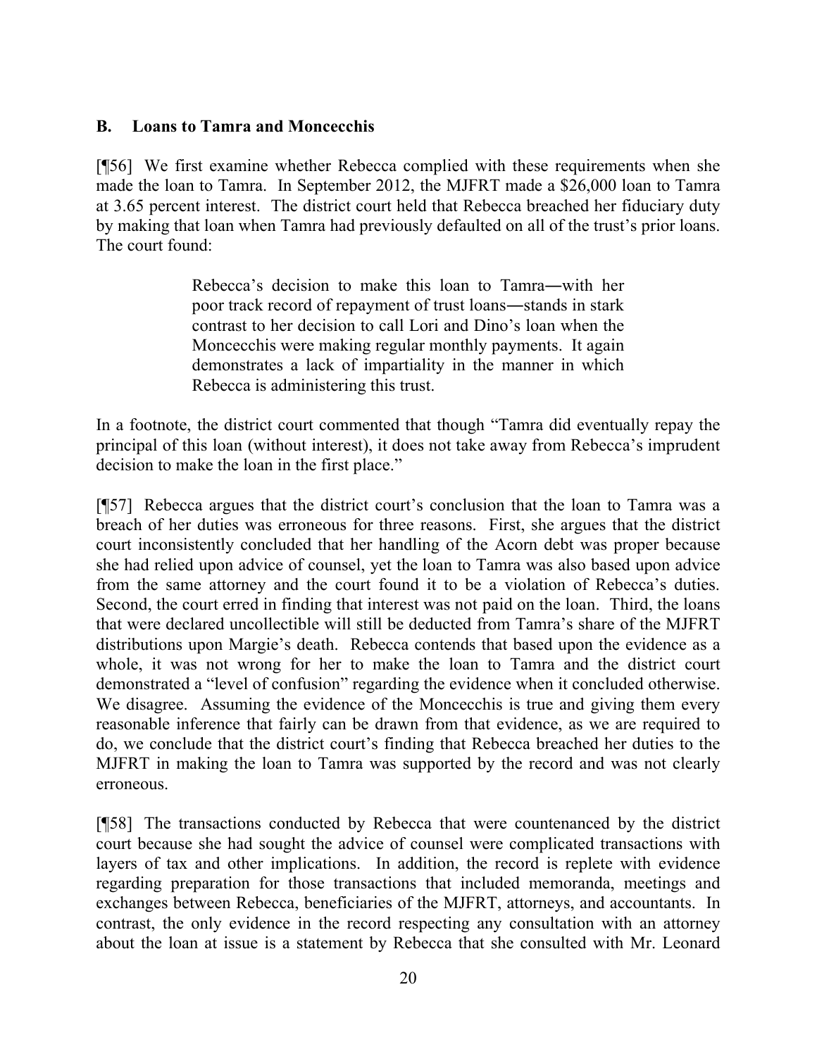### B. Loans to Tamra and Moncecchis

[¶56] We first examine whether Rebecca complied with these requirements when she made the loan to Tamra. In September 2012, the MJFRT made a $26,000 loan to Tamra at 3.65 percent interest. The district court held that Rebecca breached her fiduciary duty by making that loan when Tamra had previously defaulted on all of the trust's prior loans. The court found:

> Rebecca's decision to make this loan to Tamra―with her poor track record of repayment of trust loans―stands in stark contrast to her decision to call Lori and Dino's loan when the Moncecchis were making regular monthly payments. It again demonstrates a lack of impartiality in the manner in which Rebecca is administering this trust.

In a footnote, the district court commented that though "Tamra did eventually repay the principal of this loan (without interest), it does not take away from Rebecca's imprudent decision to make the loan in the first place."

[¶57] Rebecca argues that the district court's conclusion that the loan to Tamra was a breach of her duties was erroneous for three reasons. First, she argues that the district court inconsistently concluded that her handling of the Acorn debt was proper because she had relied upon advice of counsel, yet the loan to Tamra was also based upon advice from the same attorney and the court found it to be a violation of Rebecca's duties. Second, the court erred in finding that interest was not paid on the loan. Third, the loans that were declared uncollectible will still be deducted from Tamra's share of the MJFRT distributions upon Margie's death. Rebecca contends that based upon the evidence as a whole, it was not wrong for her to make the loan to Tamra and the district court demonstrated a "level of confusion" regarding the evidence when it concluded otherwise. We disagree. Assuming the evidence of the Moncecchis is true and giving them every reasonable inference that fairly can be drawn from that evidence, as we are required to do, we conclude that the district court's finding that Rebecca breached her duties to the MJFRT in making the loan to Tamra was supported by the record and was not clearly erroneous.

[¶58] The transactions conducted by Rebecca that were countenanced by the district court because she had sought the advice of counsel were complicated transactions with layers of tax and other implications. In addition, the record is replete with evidence regarding preparation for those transactions that included memoranda, meetings and exchanges between Rebecca, beneficiaries of the MJFRT, attorneys, and accountants. In contrast, the only evidence in the record respecting any consultation with an attorney about the loan at issue is a statement by Rebecca that she consulted with Mr. Leonard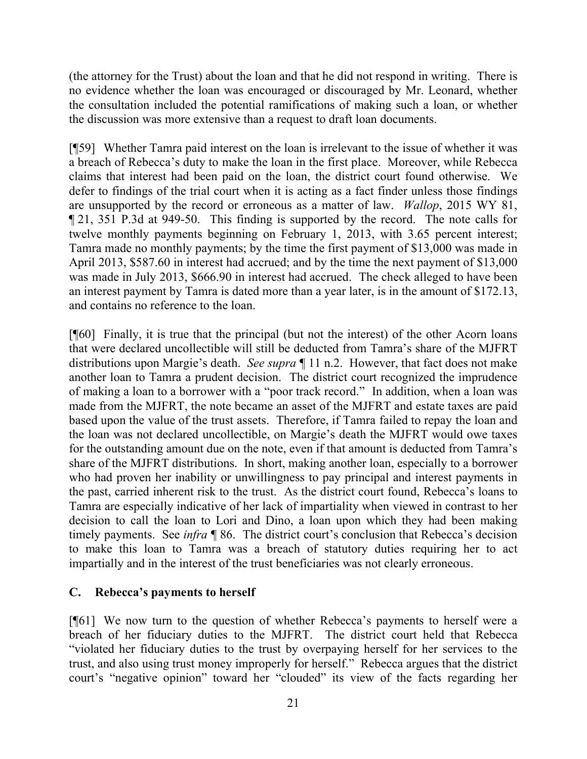(the attorney for the Trust) about the loan and that he did not respond in writing. There is no evidence whether the loan was encouraged or discouraged by Mr. Leonard, whether the consultation included the potential ramifications of making such a loan, or whether the discussion was more extensive than a request to draft loan documents.

[¶59] Whether Tamra paid interest on the loan is irrelevant to the issue of whether it was a breach of Rebecca's duty to make the loan in the first place. Moreover, while Rebecca claims that interest had been paid on the loan, the district court found otherwise. We defer to findings of the trial court when it is acting as a fact finder unless those findings are unsupported by the record or erroneous as a matter of law. *Wallop*, 2015 WY 81, ¶ 21, 351 P.3d at 949-50. This finding is supported by the record. The note calls for twelve monthly payments beginning on February 1, 2013, with 3.65 percent interest; Tamra made no monthly payments; by the time the first payment of $13,000 was made in April 2013, $587.60 in interest had accrued; and by the time the next payment of $13,000 was made in July 2013, $666.90 in interest had accrued. The check alleged to have been an interest payment by Tamra is dated more than a year later, is in the amount of $172.13, and contains no reference to the loan.

[¶60] Finally, it is true that the principal (but not the interest) of the other Acorn loans that were declared uncollectible will still be deducted from Tamra's share of the MJFRT distributions upon Margie's death. *See supra* ¶ 11 n.2. However, that fact does not make another loan to Tamra a prudent decision. The district court recognized the imprudence of making a loan to a borrower with a "poor track record." In addition, when a loan was made from the MJFRT, the note became an asset of the MJFRT and estate taxes are paid based upon the value of the trust assets. Therefore, if Tamra failed to repay the loan and the loan was not declared uncollectible, on Margie's death the MJFRT would owe taxes for the outstanding amount due on the note, even if that amount is deducted from Tamra's share of the MJFRT distributions. In short, making another loan, especially to a borrower who had proven her inability or unwillingness to pay principal and interest payments in the past, carried inherent risk to the trust. As the district court found, Rebecca's loans to Tamra are especially indicative of her lack of impartiality when viewed in contrast to her decision to call the loan to Lori and Dino, a loan upon which they had been making timely payments. See *infra* ¶ 86. The district court's conclusion that Rebecca's decision to make this loan to Tamra was a breach of statutory duties requiring her to act impartially and in the interest of the trust beneficiaries was not clearly erroneous.

### C. Rebecca's payments to herself

[¶61] We now turn to the question of whether Rebecca's payments to herself were a breach of her fiduciary duties to the MJFRT. The district court held that Rebecca "violated her fiduciary duties to the trust by overpaying herself for her services to the trust, and also using trust money improperly for herself." Rebecca argues that the district court's "negative opinion" toward her "clouded" its view of the facts regarding her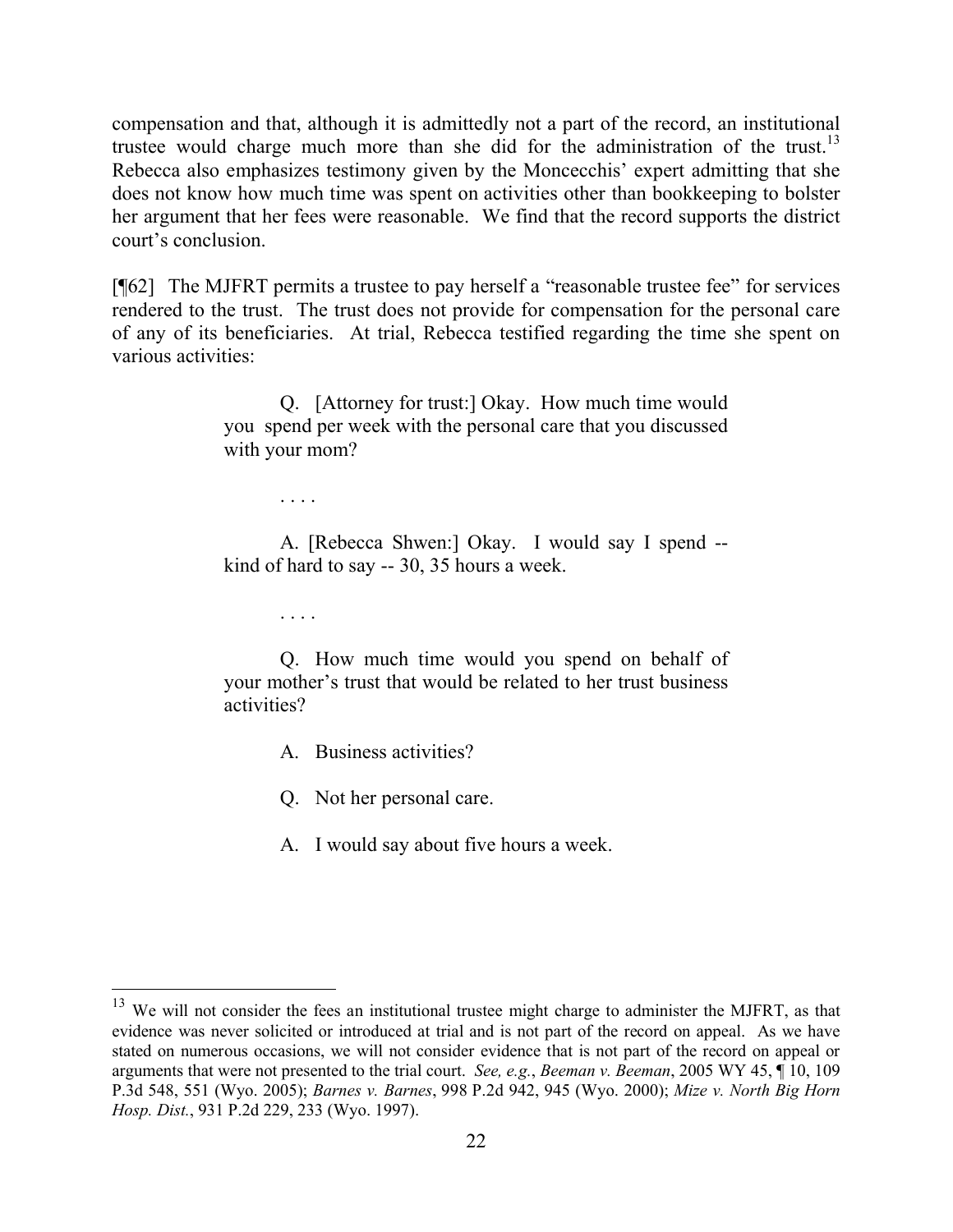compensation and that, although it is admittedly not a part of the record, an institutional trustee would charge much more than she did for the administration of the trust.[13] Rebecca also emphasizes testimony given by the Moncecchis' expert admitting that she does not know how much time was spent on activities other than bookkeeping to bolster her argument that her fees were reasonable. We find that the record supports the district court's conclusion.

[¶62] The MJFRT permits a trustee to pay herself a "reasonable trustee fee" for services rendered to the trust. The trust does not provide for compensation for the personal care of any of its beneficiaries. At trial, Rebecca testified regarding the time she spent on various activities:

> Q. [Attorney for trust:] Okay. How much time would you spend per week with the personal care that you discussed with your mom?
>
> . . . .
>
> A. [Rebecca Shwen:] Okay. I would say I spend -- kind of hard to say -- 30, 35 hours a week.
>
> . . . .
>
> Q. How much time would you spend on behalf of your mother's trust that would be related to her trust business activities?
>
> A. Business activities?
>
> Q. Not her personal care.
>
> A. I would say about five hours a week.

---

[13] We will not consider the fees an institutional trustee might charge to administer the MJFRT, as that evidence was never solicited or introduced at trial and is not part of the record on appeal. As we have stated on numerous occasions, we will not consider evidence that is not part of the record on appeal or arguments that were not presented to the trial court. *See, e.g.*, *Beeman v. Beeman*, 2005 WY 45, ¶ 10, 109 P.3d 548, 551 (Wyo. 2005); *Barnes v. Barnes*, 998 P.2d 942, 945 (Wyo. 2000); *Mize v. North Big Horn Hosp. Dist.*, 931 P.2d 229, 233 (Wyo. 1997).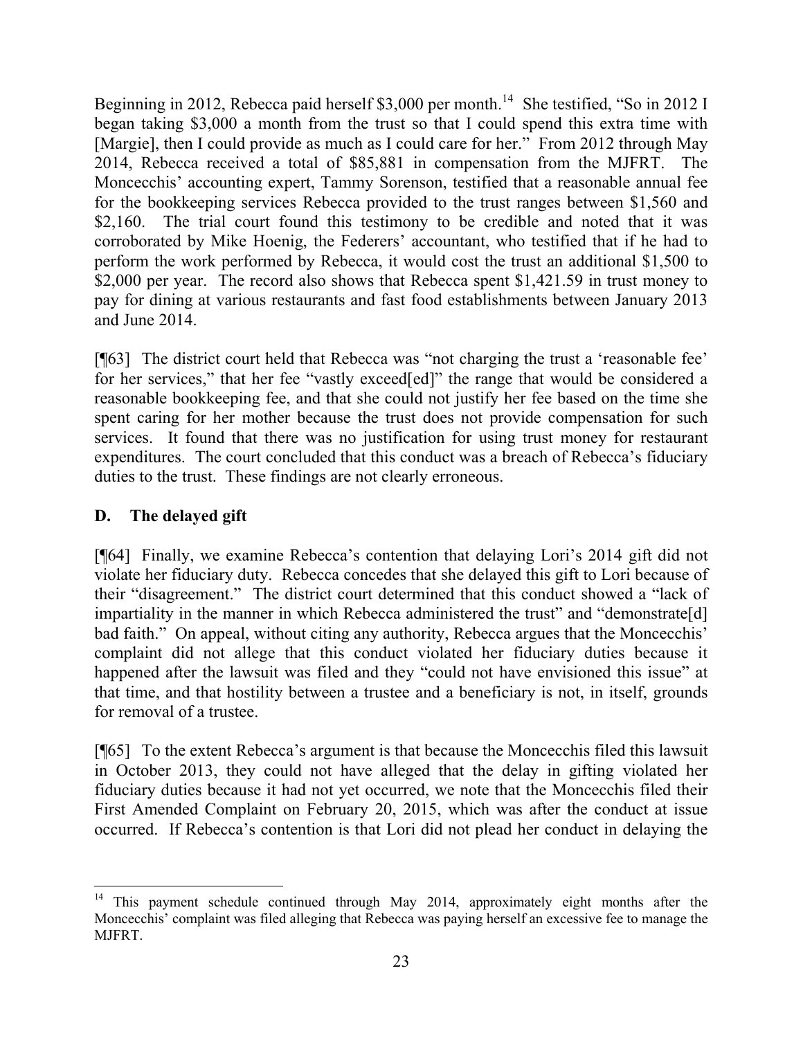Beginning in 2012, Rebecca paid herself $3,000 per month.[14] She testified, "So in 2012 I began taking $3,000 a month from the trust so that I could spend this extra time with [Margie], then I could provide as much as I could care for her." From 2012 through May 2014, Rebecca received a total of $85,881 in compensation from the MJFRT. The Moncecchis' accounting expert, Tammy Sorenson, testified that a reasonable annual fee for the bookkeeping services Rebecca provided to the trust ranges between $1,560 and $2,160. The trial court found this testimony to be credible and noted that it was corroborated by Mike Hoenig, the Federers' accountant, who testified that if he had to perform the work performed by Rebecca, it would cost the trust an additional $1,500 to $2,000 per year. The record also shows that Rebecca spent $1,421.59 in trust money to pay for dining at various restaurants and fast food establishments between January 2013 and June 2014.

[¶63] The district court held that Rebecca was "not charging the trust a 'reasonable fee' for her services," that her fee "vastly exceed[ed]" the range that would be considered a reasonable bookkeeping fee, and that she could not justify her fee based on the time she spent caring for her mother because the trust does not provide compensation for such services. It found that there was no justification for using trust money for restaurant expenditures. The court concluded that this conduct was a breach of Rebecca's fiduciary duties to the trust. These findings are not clearly erroneous.

### D. The delayed gift

[¶64] Finally, we examine Rebecca's contention that delaying Lori's 2014 gift did not violate her fiduciary duty. Rebecca concedes that she delayed this gift to Lori because of their "disagreement." The district court determined that this conduct showed a "lack of impartiality in the manner in which Rebecca administered the trust" and "demonstrate[d] bad faith." On appeal, without citing any authority, Rebecca argues that the Moncecchis' complaint did not allege that this conduct violated her fiduciary duties because it happened after the lawsuit was filed and they "could not have envisioned this issue" at that time, and that hostility between a trustee and a beneficiary is not, in itself, grounds for removal of a trustee.

[¶65] To the extent Rebecca's argument is that because the Moncecchis filed this lawsuit in October 2013, they could not have alleged that the delay in gifting violated her fiduciary duties because it had not yet occurred, we note that the Moncecchis filed their First Amended Complaint on February 20, 2015, which was after the conduct at issue occurred. If Rebecca's contention is that Lori did not plead her conduct in delaying the

---

[14] This payment schedule continued through May 2014, approximately eight months after the Moncecchis' complaint was filed alleging that Rebecca was paying herself an excessive fee to manage the MJFRT.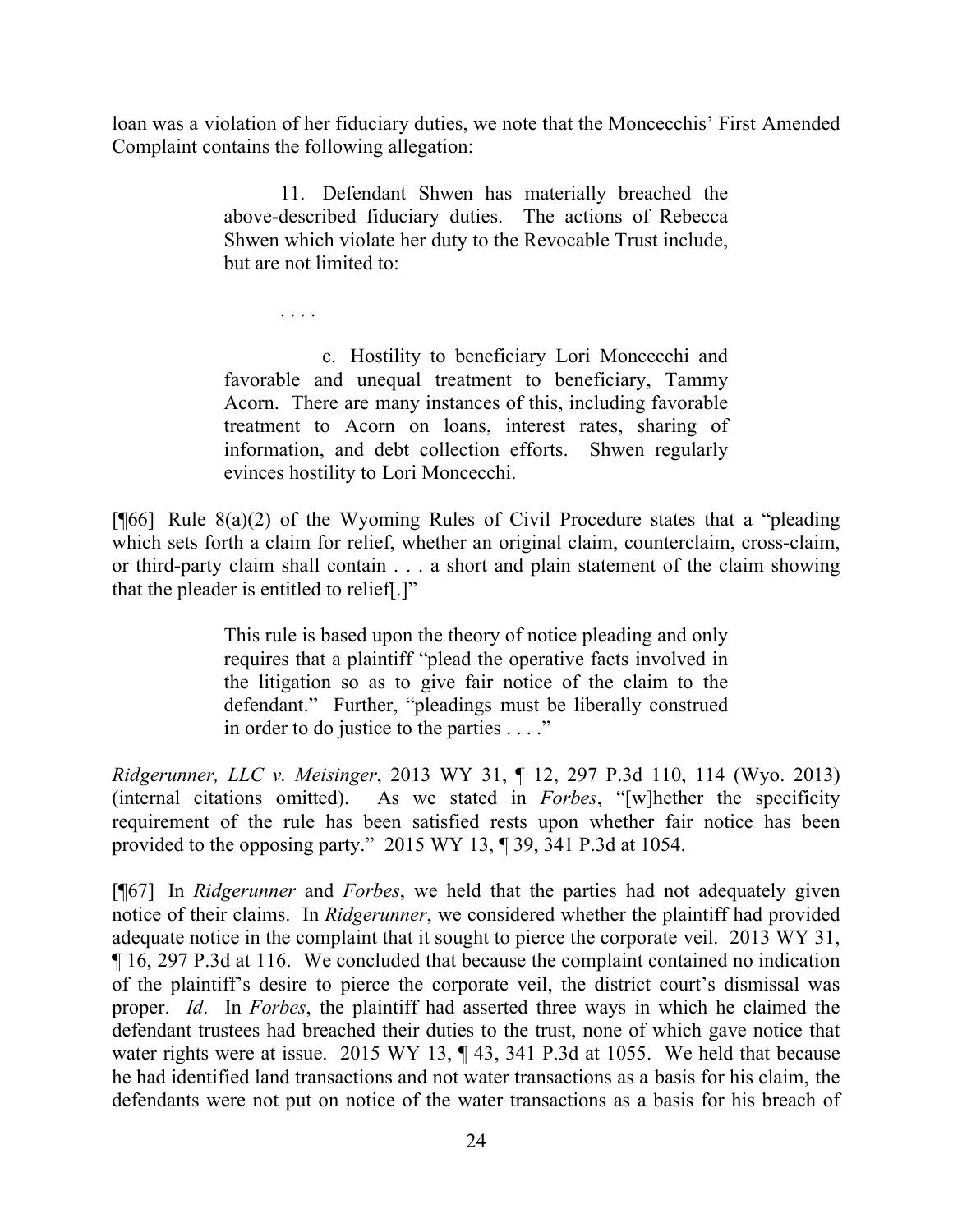loan was a violation of her fiduciary duties, we note that the Moncecchis' First Amended Complaint contains the following allegation:

> 11. Defendant Shwen has materially breached the above-described fiduciary duties. The actions of Rebecca Shwen which violate her duty to the Revocable Trust include, but are not limited to:
>
> . . . .
>
> c. Hostility to beneficiary Lori Moncecchi and favorable and unequal treatment to beneficiary, Tammy Acorn. There are many instances of this, including favorable treatment to Acorn on loans, interest rates, sharing of information, and debt collection efforts. Shwen regularly evinces hostility to Lori Moncecchi.

[¶66] Rule 8(a)(2) of the Wyoming Rules of Civil Procedure states that a "pleading which sets forth a claim for relief, whether an original claim, counterclaim, cross-claim, or third-party claim shall contain . . . a short and plain statement of the claim showing that the pleader is entitled to relief[.]"

> This rule is based upon the theory of notice pleading and only requires that a plaintiff "plead the operative facts involved in the litigation so as to give fair notice of the claim to the defendant." Further, "pleadings must be liberally construed in order to do justice to the parties . . . ."

*Ridgerunner, LLC v. Meisinger*, 2013 WY 31, ¶ 12, 297 P.3d 110, 114 (Wyo. 2013) (internal citations omitted). As we stated in *Forbes*, "[w]hether the specificity requirement of the rule has been satisfied rests upon whether fair notice has been provided to the opposing party." 2015 WY 13, ¶ 39, 341 P.3d at 1054.

[¶67] In *Ridgerunner* and *Forbes*, we held that the parties had not adequately given notice of their claims. In *Ridgerunner*, we considered whether the plaintiff had provided adequate notice in the complaint that it sought to pierce the corporate veil. 2013 WY 31, ¶ 16, 297 P.3d at 116. We concluded that because the complaint contained no indication of the plaintiff's desire to pierce the corporate veil, the district court's dismissal was proper. *Id*. In *Forbes*, the plaintiff had asserted three ways in which he claimed the defendant trustees had breached their duties to the trust, none of which gave notice that water rights were at issue. 2015 WY 13, ¶ 43, 341 P.3d at 1055. We held that because he had identified land transactions and not water transactions as a basis for his claim, the defendants were not put on notice of the water transactions as a basis for his breach of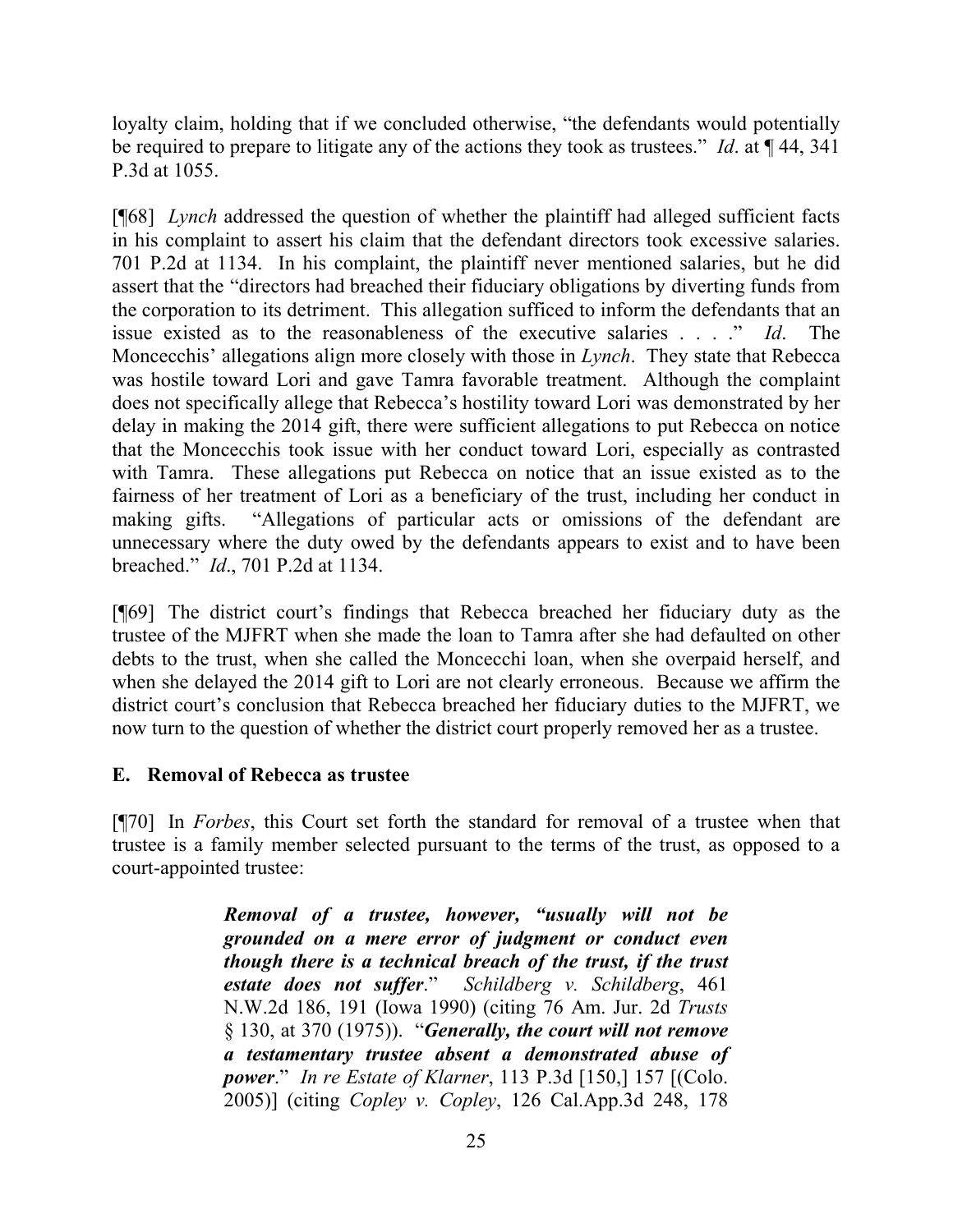loyalty claim, holding that if we concluded otherwise, "the defendants would potentially be required to prepare to litigate any of the actions they took as trustees." *Id*. at ¶ 44, 341 P.3d at 1055.

[¶68] *Lynch* addressed the question of whether the plaintiff had alleged sufficient facts in his complaint to assert his claim that the defendant directors took excessive salaries. 701 P.2d at 1134. In his complaint, the plaintiff never mentioned salaries, but he did assert that the "directors had breached their fiduciary obligations by diverting funds from the corporation to its detriment. This allegation sufficed to inform the defendants that an issue existed as to the reasonableness of the executive salaries . . . ." *Id*. The Moncecchis' allegations align more closely with those in *Lynch*. They state that Rebecca was hostile toward Lori and gave Tamra favorable treatment. Although the complaint does not specifically allege that Rebecca's hostility toward Lori was demonstrated by her delay in making the 2014 gift, there were sufficient allegations to put Rebecca on notice that the Moncecchis took issue with her conduct toward Lori, especially as contrasted with Tamra. These allegations put Rebecca on notice that an issue existed as to the fairness of her treatment of Lori as a beneficiary of the trust, including her conduct in making gifts. "Allegations of particular acts or omissions of the defendant are unnecessary where the duty owed by the defendants appears to exist and to have been breached." *Id*., 701 P.2d at 1134.

[¶69] The district court's findings that Rebecca breached her fiduciary duty as the trustee of the MJFRT when she made the loan to Tamra after she had defaulted on other debts to the trust, when she called the Moncecchi loan, when she overpaid herself, and when she delayed the 2014 gift to Lori are not clearly erroneous. Because we affirm the district court's conclusion that Rebecca breached her fiduciary duties to the MJFRT, we now turn to the question of whether the district court properly removed her as a trustee.

## E. Removal of Rebecca as trustee

[¶70] In *Forbes*, this Court set forth the standard for removal of a trustee when that trustee is a family member selected pursuant to the terms of the trust, as opposed to a court-appointed trustee:

> ***Removal of a trustee, however, "usually will not be grounded on a mere error of judgment or conduct even though there is a technical breach of the trust, if the trust estate does not suffer*.**" *Schildberg v. Schildberg*, 461 N.W.2d 186, 191 (Iowa 1990) (citing 76 Am. Jur. 2d *Trusts* § 130, at 370 (1975)). "***Generally, the court will not remove a testamentary trustee absent a demonstrated abuse of power***." *In re Estate of Klarner*, 113 P.3d [150,] 157 [(Colo. 2005)] (citing *Copley v. Copley*, 126 Cal.App.3d 248, 178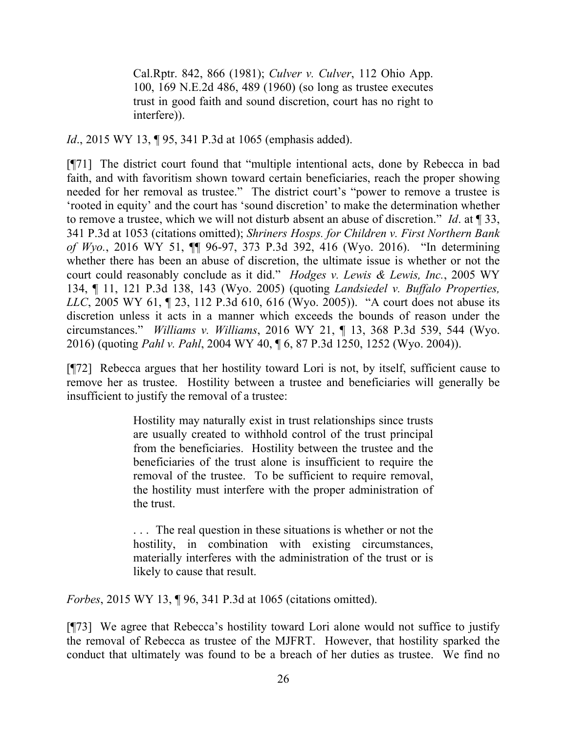> Cal.Rptr. 842, 866 (1981); *Culver v. Culver*, 112 Ohio App. 100, 169 N.E.2d 486, 489 (1960) (so long as trustee executes trust in good faith and sound discretion, court has no right to interfere)).

*Id*., 2015 WY 13, ¶ 95, 341 P.3d at 1065 (emphasis added).

[¶71] The district court found that "multiple intentional acts, done by Rebecca in bad faith, and with favoritism shown toward certain beneficiaries, reach the proper showing needed for her removal as trustee." The district court's "power to remove a trustee is 'rooted in equity' and the court has 'sound discretion' to make the determination whether to remove a trustee, which we will not disturb absent an abuse of discretion." *Id*. at ¶ 33, 341 P.3d at 1053 (citations omitted); *Shriners Hosps. for Children v. First Northern Bank of Wyo.*, 2016 WY 51, ¶¶ 96-97, 373 P.3d 392, 416 (Wyo. 2016). "In determining whether there has been an abuse of discretion, the ultimate issue is whether or not the court could reasonably conclude as it did." *Hodges v. Lewis & Lewis, Inc.*, 2005 WY 134, ¶ 11, 121 P.3d 138, 143 (Wyo. 2005) (quoting *Landsiedel v. Buffalo Properties, LLC*, 2005 WY 61, ¶ 23, 112 P.3d 610, 616 (Wyo. 2005)). "A court does not abuse its discretion unless it acts in a manner which exceeds the bounds of reason under the circumstances." *Williams v. Williams*, 2016 WY 21, ¶ 13, 368 P.3d 539, 544 (Wyo. 2016) (quoting *Pahl v. Pahl*, 2004 WY 40, ¶ 6, 87 P.3d 1250, 1252 (Wyo. 2004)).

[¶72] Rebecca argues that her hostility toward Lori is not, by itself, sufficient cause to remove her as trustee. Hostility between a trustee and beneficiaries will generally be insufficient to justify the removal of a trustee:

> Hostility may naturally exist in trust relationships since trusts are usually created to withhold control of the trust principal from the beneficiaries. Hostility between the trustee and the beneficiaries of the trust alone is insufficient to require the removal of the trustee. To be sufficient to require removal, the hostility must interfere with the proper administration of the trust.
>
> . . . The real question in these situations is whether or not the hostility, in combination with existing circumstances, materially interferes with the administration of the trust or is likely to cause that result.

*Forbes*, 2015 WY 13, ¶ 96, 341 P.3d at 1065 (citations omitted).

[¶73] We agree that Rebecca's hostility toward Lori alone would not suffice to justify the removal of Rebecca as trustee of the MJFRT. However, that hostility sparked the conduct that ultimately was found to be a breach of her duties as trustee. We find no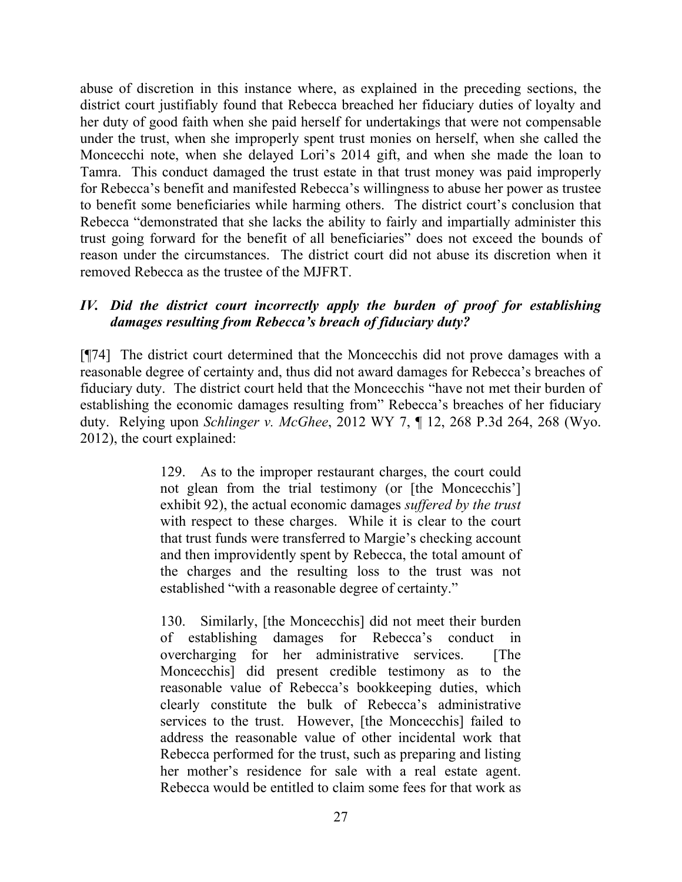abuse of discretion in this instance where, as explained in the preceding sections, the district court justifiably found that Rebecca breached her fiduciary duties of loyalty and her duty of good faith when she paid herself for undertakings that were not compensable under the trust, when she improperly spent trust monies on herself, when she called the Moncecchi note, when she delayed Lori's 2014 gift, and when she made the loan to Tamra. This conduct damaged the trust estate in that trust money was paid improperly for Rebecca's benefit and manifested Rebecca's willingness to abuse her power as trustee to benefit some beneficiaries while harming others. The district court's conclusion that Rebecca "demonstrated that she lacks the ability to fairly and impartially administer this trust going forward for the benefit of all beneficiaries" does not exceed the bounds of reason under the circumstances. The district court did not abuse its discretion when it removed Rebecca as the trustee of the MJFRT.

### *IV. Did the district court incorrectly apply the burden of proof for establishing damages resulting from Rebecca's breach of fiduciary duty?*

[¶74] The district court determined that the Moncecchis did not prove damages with a reasonable degree of certainty and, thus did not award damages for Rebecca's breaches of fiduciary duty. The district court held that the Moncecchis "have not met their burden of establishing the economic damages resulting from" Rebecca's breaches of her fiduciary duty. Relying upon *Schlinger v. McGhee*, 2012 WY 7, ¶ 12, 268 P.3d 264, 268 (Wyo. 2012), the court explained:

> 129. As to the improper restaurant charges, the court could not glean from the trial testimony (or [the Moncecchis'] exhibit 92), the actual economic damages *suffered by the trust* with respect to these charges. While it is clear to the court that trust funds were transferred to Margie's checking account and then improvidently spent by Rebecca, the total amount of the charges and the resulting loss to the trust was not established "with a reasonable degree of certainty."
>
> 130. Similarly, [the Moncecchis] did not meet their burden of establishing damages for Rebecca's conduct in overcharging for her administrative services. [The Moncecchis] did present credible testimony as to the reasonable value of Rebecca's bookkeeping duties, which clearly constitute the bulk of Rebecca's administrative services to the trust. However, [the Moncecchis] failed to address the reasonable value of other incidental work that Rebecca performed for the trust, such as preparing and listing her mother's residence for sale with a real estate agent. Rebecca would be entitled to claim some fees for that work as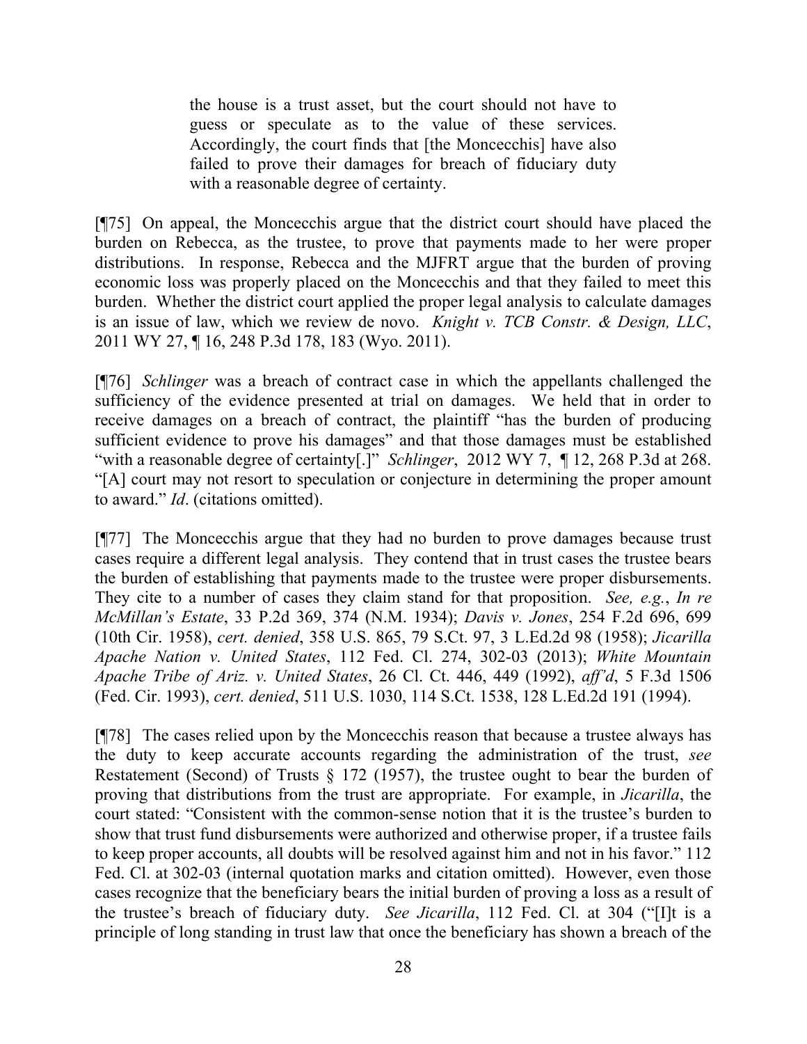> the house is a trust asset, but the court should not have to guess or speculate as to the value of these services. Accordingly, the court finds that [the Moncecchis] have also failed to prove their damages for breach of fiduciary duty with a reasonable degree of certainty.

[¶75] On appeal, the Moncecchis argue that the district court should have placed the burden on Rebecca, as the trustee, to prove that payments made to her were proper distributions. In response, Rebecca and the MJFRT argue that the burden of proving economic loss was properly placed on the Moncecchis and that they failed to meet this burden. Whether the district court applied the proper legal analysis to calculate damages is an issue of law, which we review de novo. *Knight v. TCB Constr. & Design, LLC*, 2011 WY 27, ¶ 16, 248 P.3d 178, 183 (Wyo. 2011).

[¶76] *Schlinger* was a breach of contract case in which the appellants challenged the sufficiency of the evidence presented at trial on damages. We held that in order to receive damages on a breach of contract, the plaintiff "has the burden of producing sufficient evidence to prove his damages" and that those damages must be established "with a reasonable degree of certainty[.]" *Schlinger*, 2012 WY 7, ¶ 12, 268 P.3d at 268. "[A] court may not resort to speculation or conjecture in determining the proper amount to award." *Id*. (citations omitted).

[¶77] The Moncecchis argue that they had no burden to prove damages because trust cases require a different legal analysis. They contend that in trust cases the trustee bears the burden of establishing that payments made to the trustee were proper disbursements. They cite to a number of cases they claim stand for that proposition. *See, e.g.*, *In re McMillan's Estate*, 33 P.2d 369, 374 (N.M. 1934); *Davis v. Jones*, 254 F.2d 696, 699 (10th Cir. 1958), *cert. denied*, 358 U.S. 865, 79 S.Ct. 97, 3 L.Ed.2d 98 (1958); *Jicarilla Apache Nation v. United States*, 112 Fed. Cl. 274, 302-03 (2013); *White Mountain Apache Tribe of Ariz. v. United States*, 26 Cl. Ct. 446, 449 (1992), *aff'd*, 5 F.3d 1506 (Fed. Cir. 1993), *cert. denied*, 511 U.S. 1030, 114 S.Ct. 1538, 128 L.Ed.2d 191 (1994).

[¶78] The cases relied upon by the Moncecchis reason that because a trustee always has the duty to keep accurate accounts regarding the administration of the trust, *see* Restatement (Second) of Trusts § 172 (1957), the trustee ought to bear the burden of proving that distributions from the trust are appropriate. For example, in *Jicarilla*, the court stated: "Consistent with the common-sense notion that it is the trustee's burden to show that trust fund disbursements were authorized and otherwise proper, if a trustee fails to keep proper accounts, all doubts will be resolved against him and not in his favor." 112 Fed. Cl. at 302-03 (internal quotation marks and citation omitted). However, even those cases recognize that the beneficiary bears the initial burden of proving a loss as a result of the trustee's breach of fiduciary duty. *See Jicarilla*, 112 Fed. Cl. at 304 ("[I]t is a principle of long standing in trust law that once the beneficiary has shown a breach of the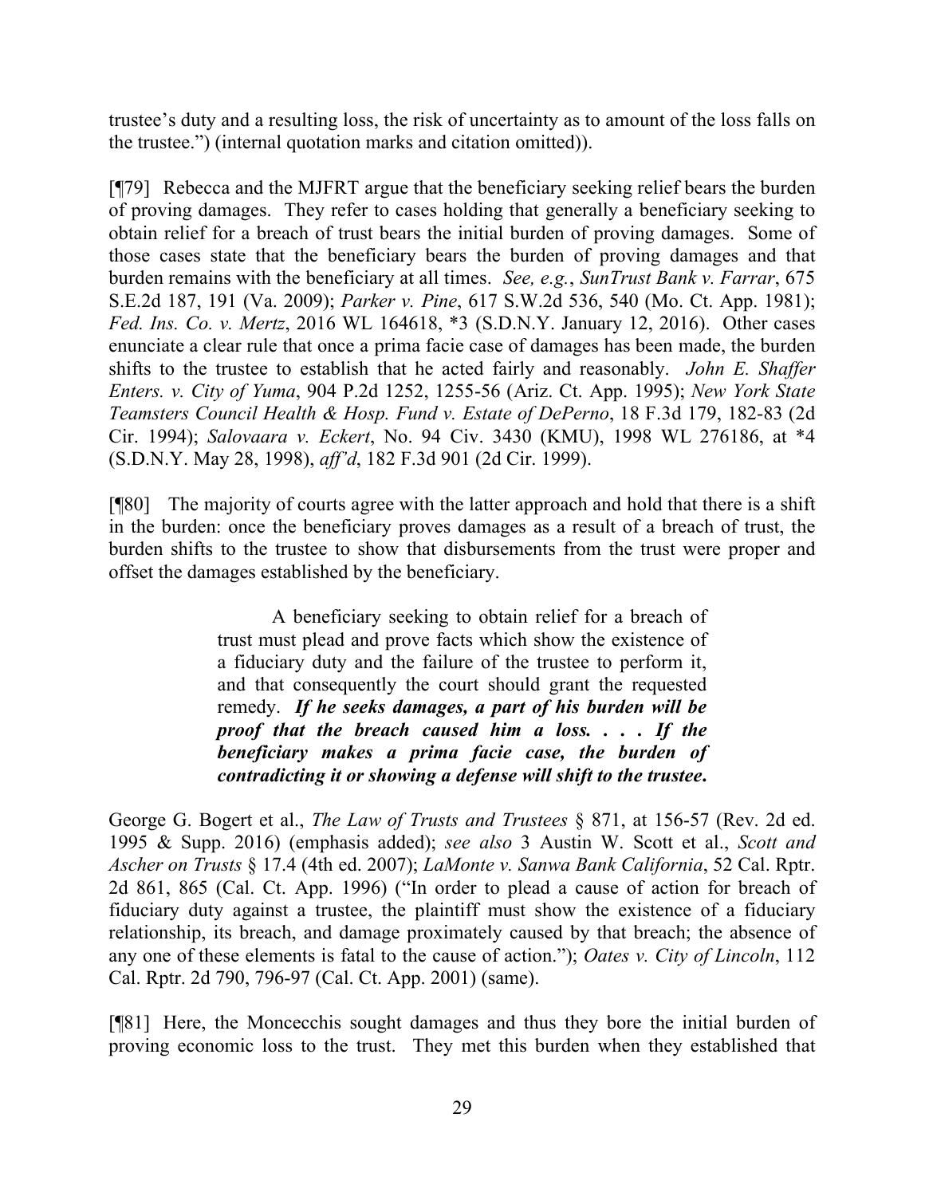trustee's duty and a resulting loss, the risk of uncertainty as to amount of the loss falls on the trustee.") (internal quotation marks and citation omitted)).

[¶79] Rebecca and the MJFRT argue that the beneficiary seeking relief bears the burden of proving damages. They refer to cases holding that generally a beneficiary seeking to obtain relief for a breach of trust bears the initial burden of proving damages. Some of those cases state that the beneficiary bears the burden of proving damages and that burden remains with the beneficiary at all times. *See, e.g.*, *SunTrust Bank v. Farrar*, 675 S.E.2d 187, 191 (Va. 2009); *Parker v. Pine*, 617 S.W.2d 536, 540 (Mo. Ct. App. 1981); *Fed. Ins. Co. v. Mertz*, 2016 WL 164618, *3 (S.D.N.Y. January 12, 2016). Other cases enunciate a clear rule that once a prima facie case of damages has been made, the burden shifts to the trustee to establish that he acted fairly and reasonably. *John E. Shaffer Enters. v. City of Yuma*, 904 P.2d 1252, 1255-56 (Ariz. Ct. App. 1995); *New York State Teamsters Council Health & Hosp. Fund v. Estate of DePerno*, 18 F.3d 179, 182-83 (2d Cir. 1994); *Salovaara v. Eckert*, No. 94 Civ. 3430 (KMU), 1998 WL 276186, at \*4 (S.D.N.Y. May 28, 1998), *aff'd*, 182 F.3d 901 (2d Cir. 1999).

[¶80] The majority of courts agree with the latter approach and hold that there is a shift in the burden: once the beneficiary proves damages as a result of a breach of trust, the burden shifts to the trustee to show that disbursements from the trust were proper and offset the damages established by the beneficiary.

> A beneficiary seeking to obtain relief for a breach of trust must plead and prove facts which show the existence of a fiduciary duty and the failure of the trustee to perform it, and that consequently the court should grant the requested remedy. ***If he seeks damages, a part of his burden will be proof that the breach caused him a loss. . . . If the beneficiary makes a prima facie case, the burden of contradicting it or showing a defense will shift to the trustee.***

George G. Bogert et al., *The Law of Trusts and Trustees* § 871, at 156-57 (Rev. 2d ed. 1995 & Supp. 2016) (emphasis added); *see also* 3 Austin W. Scott et al., *Scott and Ascher on Trusts* § 17.4 (4th ed. 2007); *LaMonte v. Sanwa Bank California*, 52 Cal. Rptr. 2d 861, 865 (Cal. Ct. App. 1996) ("In order to plead a cause of action for breach of fiduciary duty against a trustee, the plaintiff must show the existence of a fiduciary relationship, its breach, and damage proximately caused by that breach; the absence of any one of these elements is fatal to the cause of action."); *Oates v. City of Lincoln*, 112 Cal. Rptr. 2d 790, 796-97 (Cal. Ct. App. 2001) (same).

[¶81] Here, the Moncecchis sought damages and thus they bore the initial burden of proving economic loss to the trust. They met this burden when they established that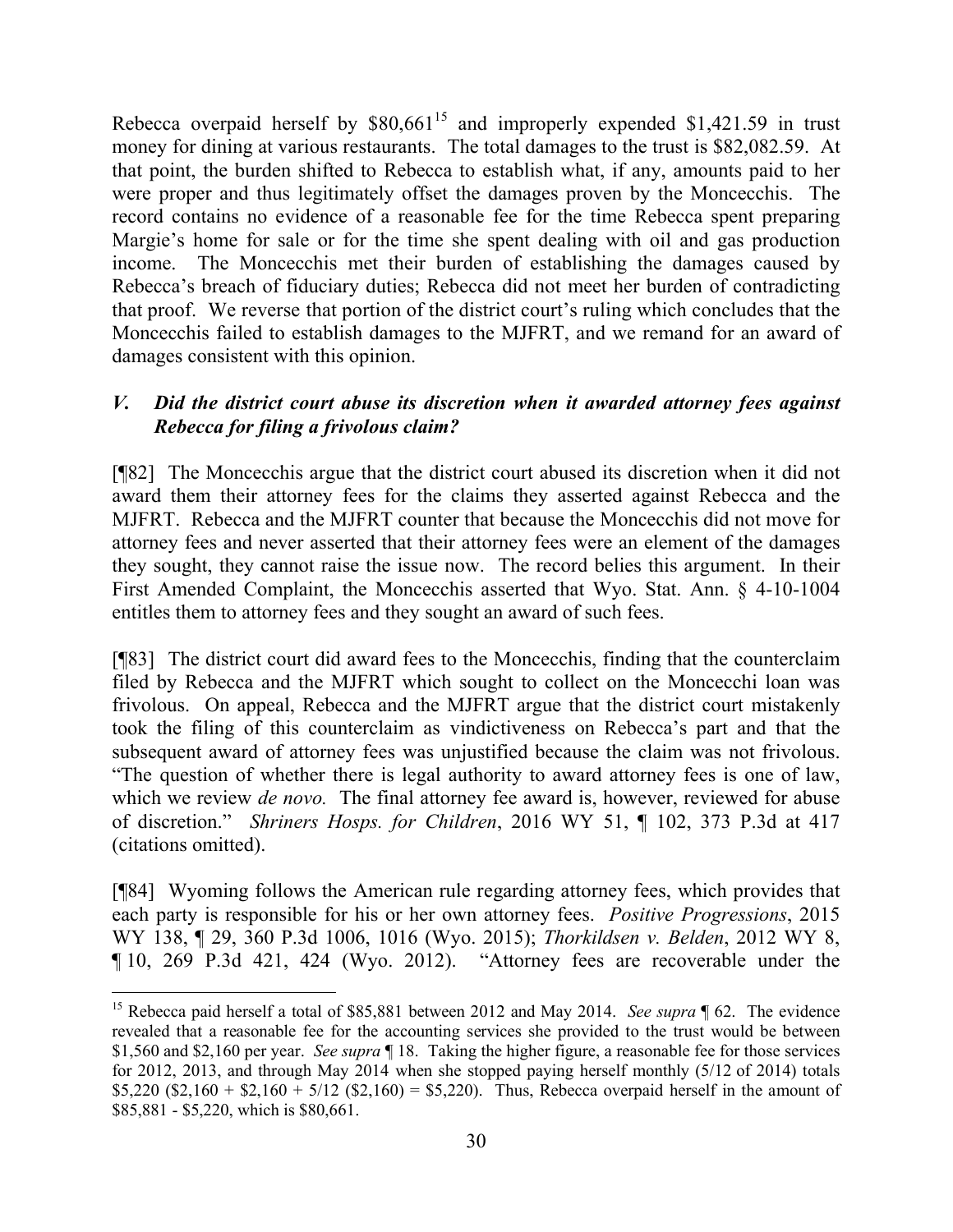Rebecca overpaid herself by $80,661[15] and improperly expended $1,421.59 in trust money for dining at various restaurants. The total damages to the trust is $82,082.59. At that point, the burden shifted to Rebecca to establish what, if any, amounts paid to her were proper and thus legitimately offset the damages proven by the Moncecchis. The record contains no evidence of a reasonable fee for the time Rebecca spent preparing Margie's home for sale or for the time she spent dealing with oil and gas production income. The Moncecchis met their burden of establishing the damages caused by Rebecca's breach of fiduciary duties; Rebecca did not meet her burden of contradicting that proof. We reverse that portion of the district court's ruling which concludes that the Moncecchis failed to establish damages to the MJFRT, and we remand for an award of damages consistent with this opinion.

### *V. Did the district court abuse its discretion when it awarded attorney fees against Rebecca for filing a frivolous claim?*

[¶82] The Moncecchis argue that the district court abused its discretion when it did not award them their attorney fees for the claims they asserted against Rebecca and the MJFRT. Rebecca and the MJFRT counter that because the Moncecchis did not move for attorney fees and never asserted that their attorney fees were an element of the damages they sought, they cannot raise the issue now. The record belies this argument. In their First Amended Complaint, the Moncecchis asserted that Wyo. Stat. Ann. § 4-10-1004 entitles them to attorney fees and they sought an award of such fees.

[¶83] The district court did award fees to the Moncecchis, finding that the counterclaim filed by Rebecca and the MJFRT which sought to collect on the Moncecchi loan was frivolous. On appeal, Rebecca and the MJFRT argue that the district court mistakenly took the filing of this counterclaim as vindictiveness on Rebecca's part and that the subsequent award of attorney fees was unjustified because the claim was not frivolous. "The question of whether there is legal authority to award attorney fees is one of law, which we review *de novo.* The final attorney fee award is, however, reviewed for abuse of discretion." *Shriners Hosps. for Children*, 2016 WY 51, ¶ 102, 373 P.3d at 417 (citations omitted).

[¶84] Wyoming follows the American rule regarding attorney fees, which provides that each party is responsible for his or her own attorney fees. *Positive Progressions*, 2015 WY 138, ¶ 29, 360 P.3d 1006, 1016 (Wyo. 2015); *Thorkildsen v. Belden*, 2012 WY 8, ¶ 10, 269 P.3d 421, 424 (Wyo. 2012). "Attorney fees are recoverable under the

---

[15] Rebecca paid herself a total of $85,881 between 2012 and May 2014. *See supra* ¶ 62. The evidence revealed that a reasonable fee for the accounting services she provided to the trust would be between $1,560 and $2,160 per year. *See supra* ¶ 18. Taking the higher figure, a reasonable fee for those services for 2012, 2013, and through May 2014 when she stopped paying herself monthly (5/12 of 2014) totals $5,220 ($2,160 + $2,160 + 5/12 ($2,160) = $5,220). Thus, Rebecca overpaid herself in the amount of $85,881 - $5,220, which is $80,661.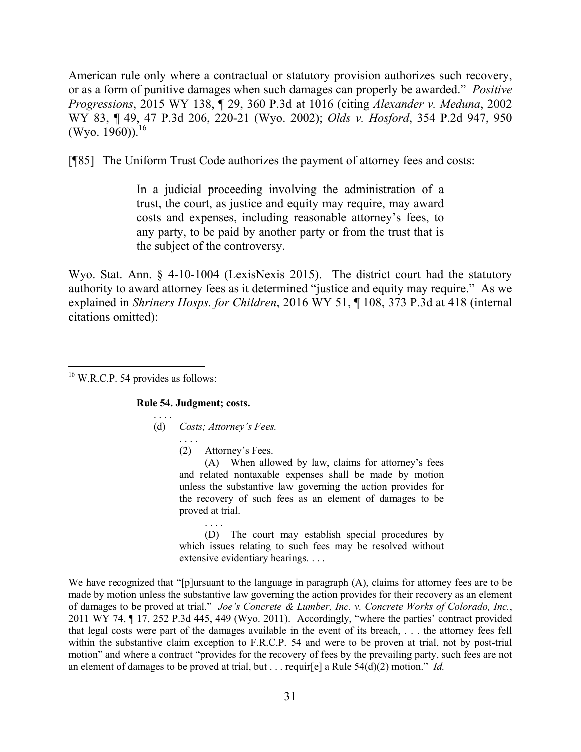American rule only where a contractual or statutory provision authorizes such recovery, or as a form of punitive damages when such damages can properly be awarded." *Positive Progressions*, 2015 WY 138, ¶ 29, 360 P.3d at 1016 (citing *Alexander v. Meduna*, 2002 WY 83, ¶ 49, 47 P.3d 206, 220-21 (Wyo. 2002); *Olds v. Hosford*, 354 P.2d 947, 950 (Wyo. 1960)).[16]

[¶85] The Uniform Trust Code authorizes the payment of attorney fees and costs:

> In a judicial proceeding involving the administration of a trust, the court, as justice and equity may require, may award costs and expenses, including reasonable attorney's fees, to any party, to be paid by another party or from the trust that is the subject of the controversy.

Wyo. Stat. Ann. § 4-10-1004 (LexisNexis 2015). The district court had the statutory authority to award attorney fees as it determined "justice and equity may require." As we explained in *Shriners Hosps. for Children*, 2016 WY 51, ¶ 108, 373 P.3d at 418 (internal citations omitted):

---

[16] W.R.C.P. 54 provides as follows:

> **Rule 54. Judgment; costs.**
>
> . . . .
>
> (d) *Costs; Attorney's Fees.*
>
> . . . .
>
> (2) Attorney's Fees.
>
> (A) When allowed by law, claims for attorney's fees and related nontaxable expenses shall be made by motion unless the substantive law governing the action provides for the recovery of such fees as an element of damages to be proved at trial.
>
> . . . .
>
> (D) The court may establish special procedures by which issues relating to such fees may be resolved without extensive evidentiary hearings. . . .

We have recognized that "[p]ursuant to the language in paragraph (A), claims for attorney fees are to be made by motion unless the substantive law governing the action provides for their recovery as an element of damages to be proved at trial." *Joe's Concrete & Lumber, Inc. v. Concrete Works of Colorado, Inc.*, 2011 WY 74, ¶ 17, 252 P.3d 445, 449 (Wyo. 2011). Accordingly, "where the parties' contract provided that legal costs were part of the damages available in the event of its breach, . . . the attorney fees fell within the substantive claim exception to F.R.C.P. 54 and were to be proven at trial, not by post-trial motion" and where a contract "provides for the recovery of fees by the prevailing party, such fees are not an element of damages to be proved at trial, but . . . requir[e] a Rule 54(d)(2) motion." *Id.*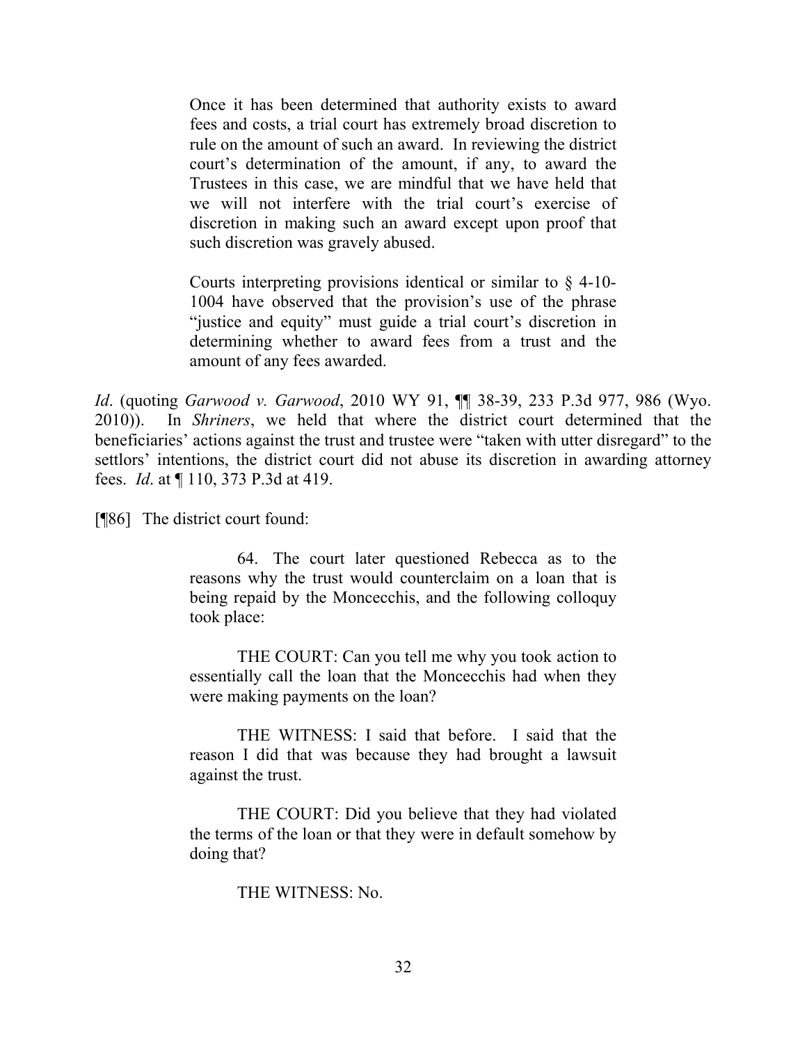> Once it has been determined that authority exists to award fees and costs, a trial court has extremely broad discretion to rule on the amount of such an award. In reviewing the district court's determination of the amount, if any, to award the Trustees in this case, we are mindful that we have held that we will not interfere with the trial court's exercise of discretion in making such an award except upon proof that such discretion was gravely abused.
>
> Courts interpreting provisions identical or similar to § 4-10-1004 have observed that the provision's use of the phrase "justice and equity" must guide a trial court's discretion in determining whether to award fees from a trust and the amount of any fees awarded.

*Id*. (quoting *Garwood v. Garwood*, 2010 WY 91, ¶¶ 38-39, 233 P.3d 977, 986 (Wyo. 2010)). In *Shriners*, we held that where the district court determined that the beneficiaries' actions against the trust and trustee were "taken with utter disregard" to the settlors' intentions, the district court did not abuse its discretion in awarding attorney fees. *Id*. at ¶ 110, 373 P.3d at 419.

[¶86] The district court found:

> 64. The court later questioned Rebecca as to the reasons why the trust would counterclaim on a loan that is being repaid by the Moncecchis, and the following colloquy took place:
>
> THE COURT: Can you tell me why you took action to essentially call the loan that the Moncecchis had when they were making payments on the loan?
>
> THE WITNESS: I said that before. I said that the reason I did that was because they had brought a lawsuit against the trust.
>
> THE COURT: Did you believe that they had violated the terms of the loan or that they were in default somehow by doing that?
>
> THE WITNESS: No.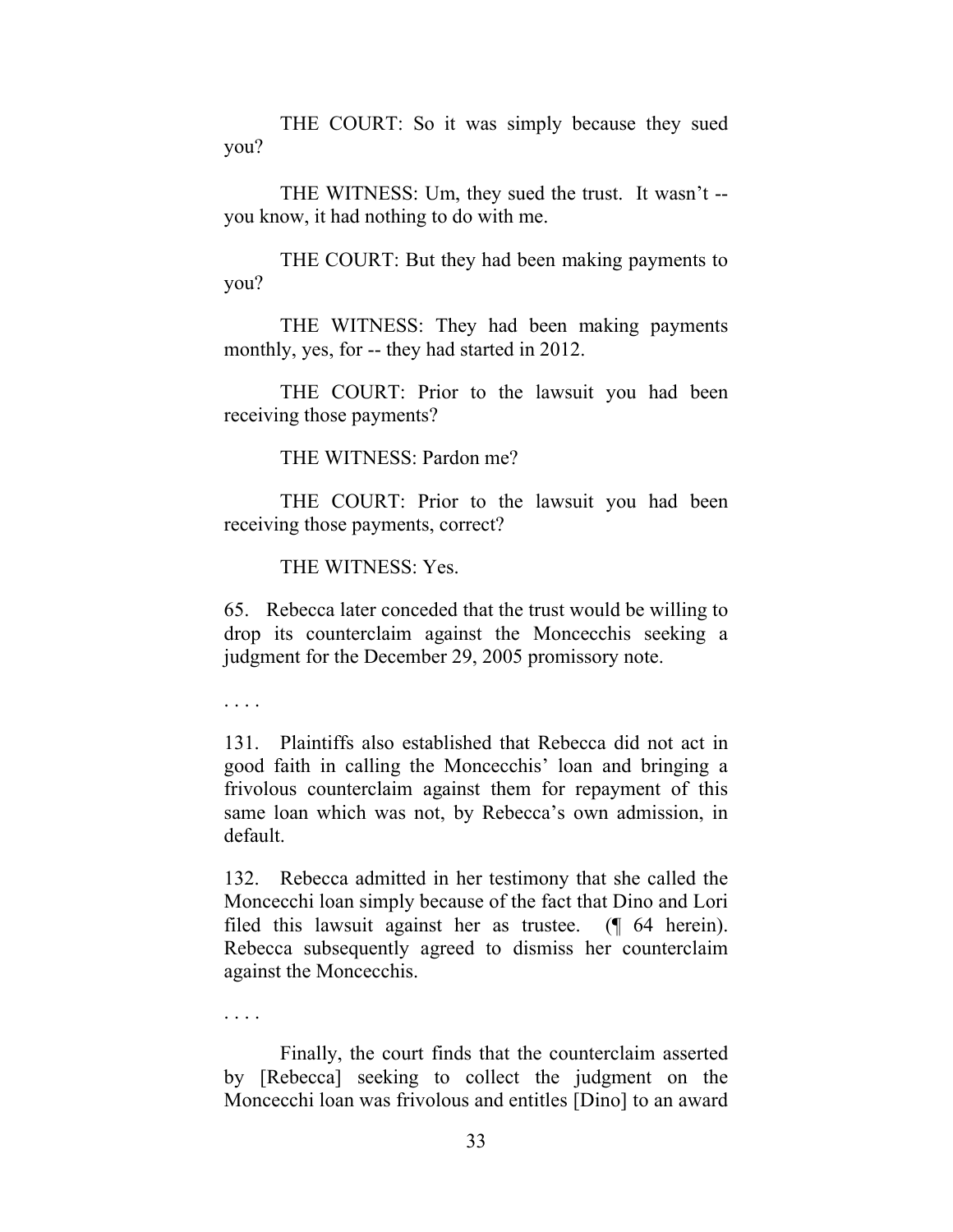THE COURT: So it was simply because they sued you?

THE WITNESS: Um, they sued the trust. It wasn't -- you know, it had nothing to do with me.

THE COURT: But they had been making payments to you?

THE WITNESS: They had been making payments monthly, yes, for -- they had started in 2012.

THE COURT: Prior to the lawsuit you had been receiving those payments?

THE WITNESS: Pardon me?

THE COURT: Prior to the lawsuit you had been receiving those payments, correct?

THE WITNESS: Yes.

65. Rebecca later conceded that the trust would be willing to drop its counterclaim against the Moncecchis seeking a judgment for the December 29, 2005 promissory note.

. . . .

131. Plaintiffs also established that Rebecca did not act in good faith in calling the Moncecchis' loan and bringing a frivolous counterclaim against them for repayment of this same loan which was not, by Rebecca's own admission, in default.

132. Rebecca admitted in her testimony that she called the Moncecchi loan simply because of the fact that Dino and Lori filed this lawsuit against her as trustee. (¶ 64 herein). Rebecca subsequently agreed to dismiss her counterclaim against the Moncecchis.

. . . .

Finally, the court finds that the counterclaim asserted by [Rebecca] seeking to collect the judgment on the Moncecchi loan was frivolous and entitles [Dino] to an award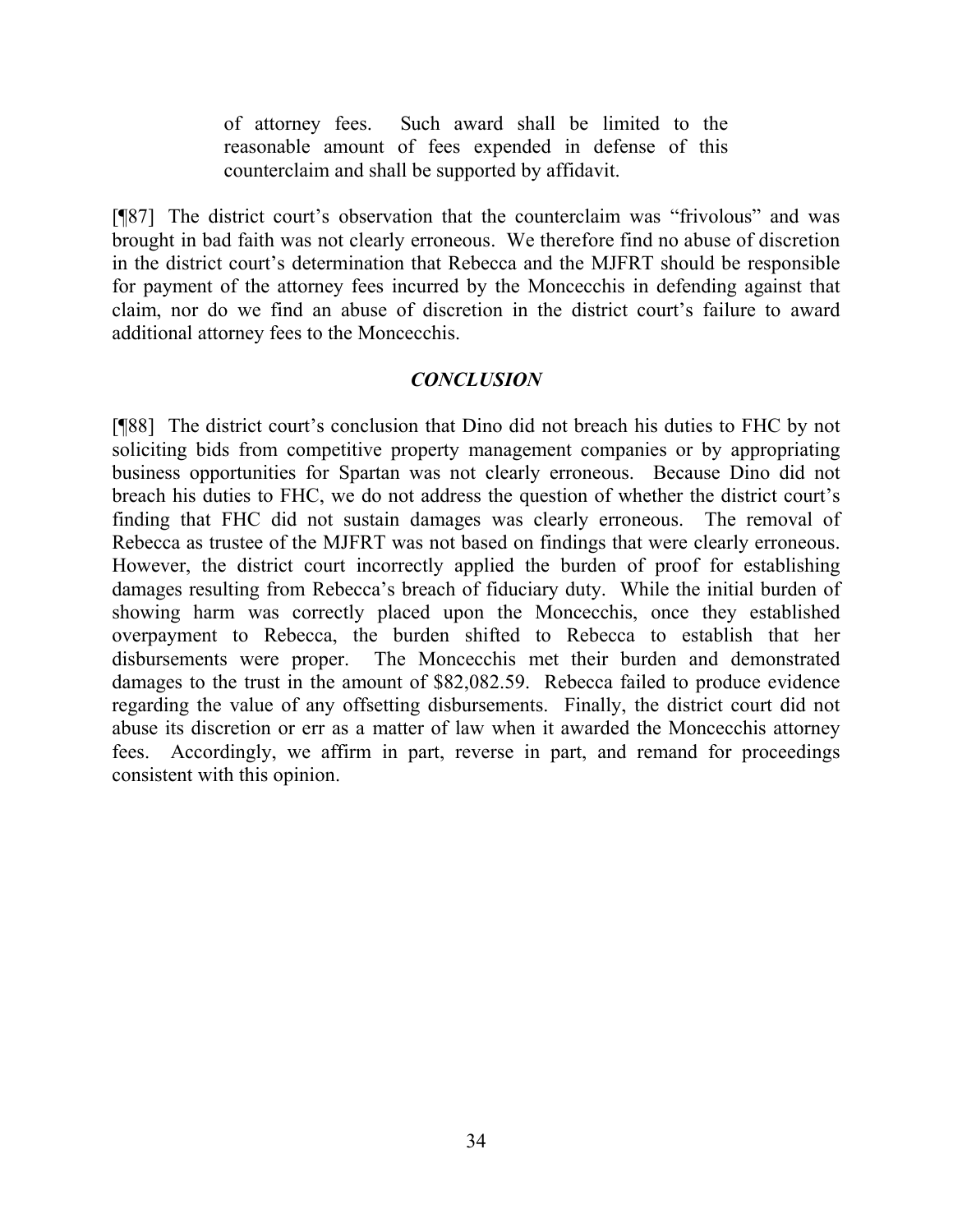> of attorney fees. Such award shall be limited to the reasonable amount of fees expended in defense of this counterclaim and shall be supported by affidavit.

[¶87] The district court's observation that the counterclaim was "frivolous" and was brought in bad faith was not clearly erroneous. We therefore find no abuse of discretion in the district court's determination that Rebecca and the MJFRT should be responsible for payment of the attorney fees incurred by the Moncecchis in defending against that claim, nor do we find an abuse of discretion in the district court's failure to award additional attorney fees to the Moncecchis.

## *CONCLUSION*

[¶88] The district court's conclusion that Dino did not breach his duties to FHC by not soliciting bids from competitive property management companies or by appropriating business opportunities for Spartan was not clearly erroneous. Because Dino did not breach his duties to FHC, we do not address the question of whether the district court's finding that FHC did not sustain damages was clearly erroneous. The removal of Rebecca as trustee of the MJFRT was not based on findings that were clearly erroneous. However, the district court incorrectly applied the burden of proof for establishing damages resulting from Rebecca's breach of fiduciary duty. While the initial burden of showing harm was correctly placed upon the Moncecchis, once they established overpayment to Rebecca, the burden shifted to Rebecca to establish that her disbursements were proper. The Moncecchis met their burden and demonstrated damages to the trust in the amount of $82,082.59. Rebecca failed to produce evidence regarding the value of any offsetting disbursements. Finally, the district court did not abuse its discretion or err as a matter of law when it awarded the Moncecchis attorney fees. Accordingly, we affirm in part, reverse in part, and remand for proceedings consistent with this opinion.